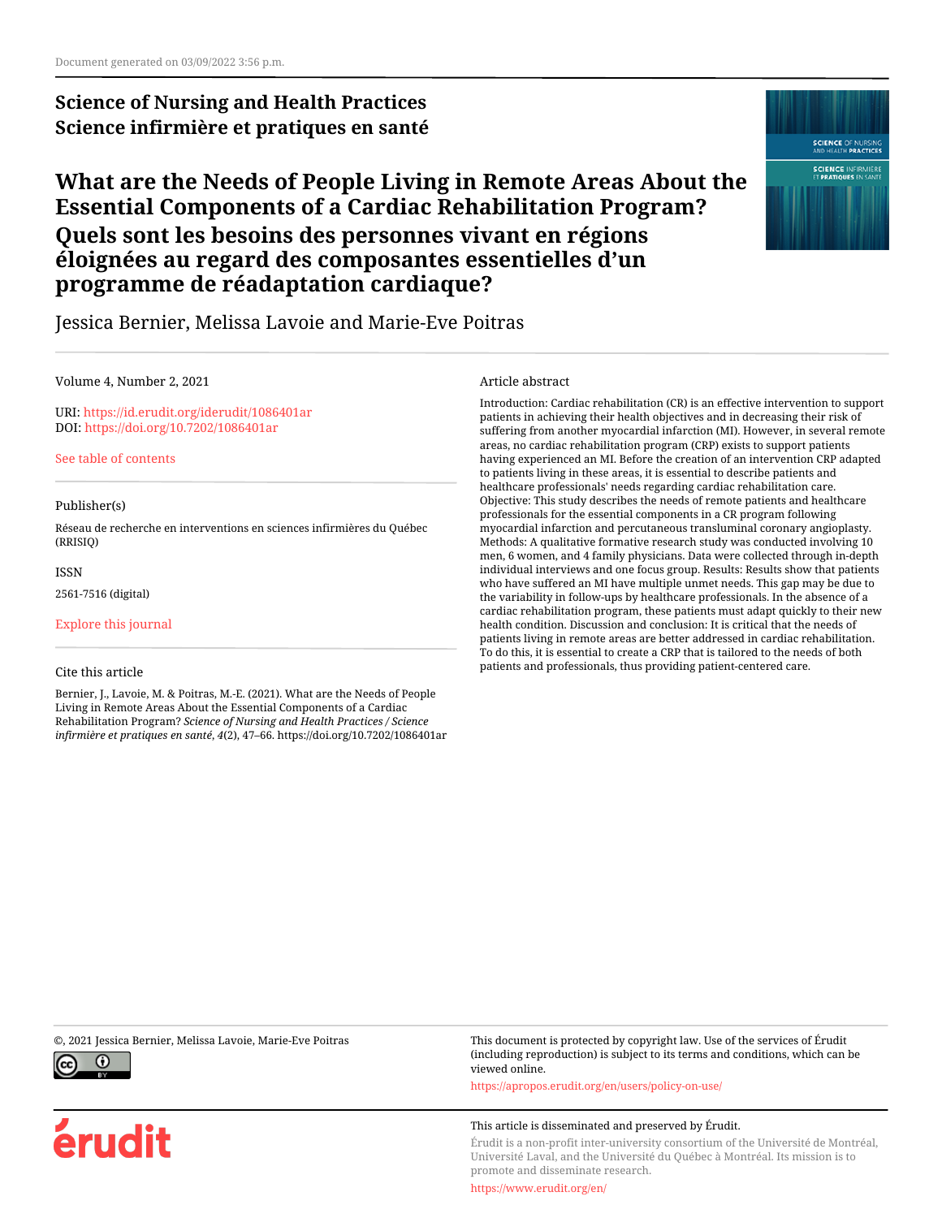Document generated on 03/09/2022 3:56 p.m.

**Science of Nursing and Health Practices**
**Science infirmière et pratiques en santé**

# What are the Needs of People Living in Remote Areas About the Essential Components of a Cardiac Rehabilitation Program?

# Quels sont les besoins des personnes vivant en régions éloignées au regard des composantes essentielles d'un programme de réadaptation cardiaque?

Jessica Bernier, Melissa Lavoie and Marie-Eve Poitras

Volume 4, Number 2, 2021

URI: https://id.erudit.org/iderudit/1086401ar
DOI: https://doi.org/10.7202/1086401ar

See table of contents

Publisher(s)

Réseau de recherche en interventions en sciences infirmières du Québec (RRISIQ)

ISSN

2561-7516 (digital)

Explore this journal

Cite this article

Bernier, J., Lavoie, M. & Poitras, M.-E. (2021). What are the Needs of People Living in Remote Areas About the Essential Components of a Cardiac Rehabilitation Program? *Science of Nursing and Health Practices / Science infirmière et pratiques en santé*, *4*(2), 47–66. https://doi.org/10.7202/1086401ar

Article abstract

Introduction: Cardiac rehabilitation (CR) is an effective intervention to support patients in achieving their health objectives and in decreasing their risk of suffering from another myocardial infarction (MI). However, in several remote areas, no cardiac rehabilitation program (CRP) exists to support patients having experienced an MI. Before the creation of an intervention CRP adapted to patients living in these areas, it is essential to describe patients and healthcare professionals' needs regarding cardiac rehabilitation care. Objective: This study describes the needs of remote patients and healthcare professionals for the essential components in a CR program following myocardial infarction and percutaneous transluminal coronary angioplasty. Methods: A qualitative formative research study was conducted involving 10 men, 6 women, and 4 family physicians. Data were collected through in-depth individual interviews and one focus group. Results: Results show that patients who have suffered an MI have multiple unmet needs. This gap may be due to the variability in follow-ups by healthcare professionals. In the absence of a cardiac rehabilitation program, these patients must adapt quickly to their new health condition. Discussion and conclusion: It is critical that the needs of patients living in remote areas are better addressed in cardiac rehabilitation. To do this, it is essential to create a CRP that is tailored to the needs of both patients and professionals, thus providing patient-centered care.

©, 2021 Jessica Bernier, Melissa Lavoie, Marie-Eve Poitras

This document is protected by copyright law. Use of the services of Érudit (including reproduction) is subject to its terms and conditions, which can be viewed online.

https://apropos.erudit.org/en/users/policy-on-use/

This article is disseminated and preserved by Érudit.

Érudit is a non-profit inter-university consortium of the Université de Montréal, Université Laval, and the Université du Québec à Montréal. Its mission is to promote and disseminate research.

https://www.erudit.org/en/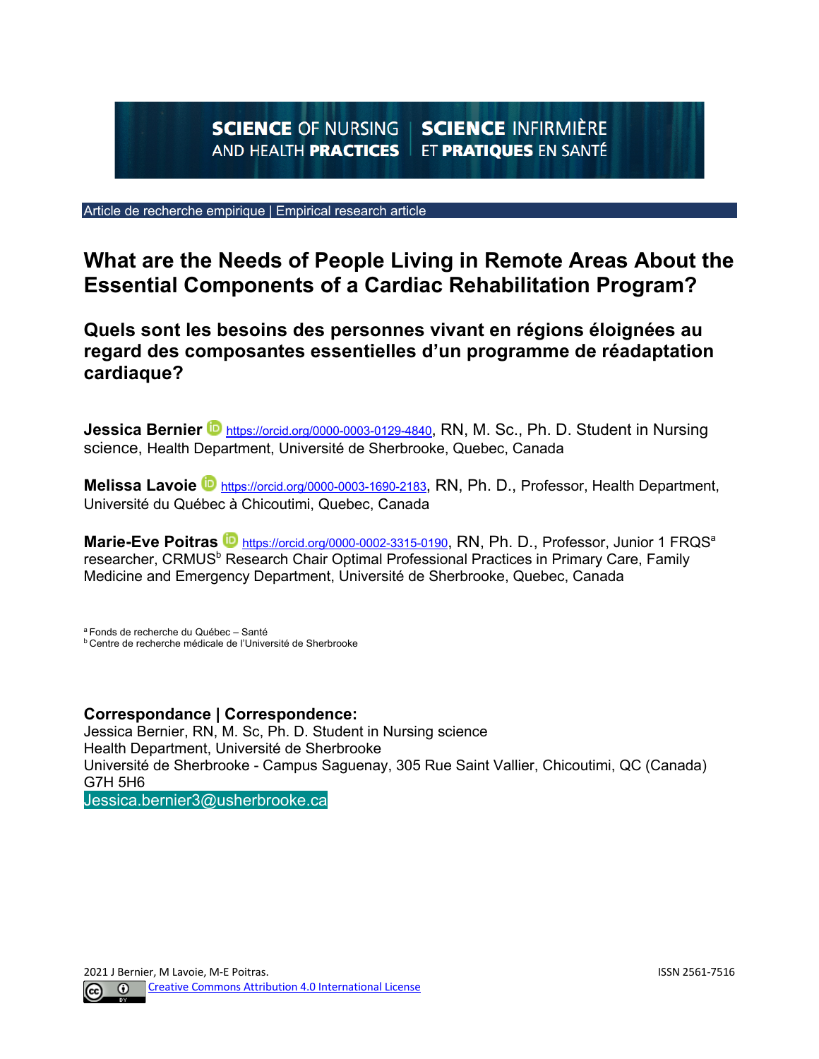SCIENCE OF NURSING AND HEALTH PRACTICES | SCIENCE INFIRMIÈRE ET PRATIQUES EN SANTÉ

Article de recherche empirique | Empirical research article

# What are the Needs of People Living in Remote Areas About the Essential Components of a Cardiac Rehabilitation Program?

## Quels sont les besoins des personnes vivant en régions éloignées au regard des composantes essentielles d'un programme de réadaptation cardiaque?

**Jessica Bernier** https://orcid.org/0000-0003-0129-4840, RN, M. Sc., Ph. D. Student in Nursing science, Health Department, Université de Sherbrooke, Quebec, Canada

**Melissa Lavoie** https://orcid.org/0000-0003-1690-2183, RN, Ph. D., Professor, Health Department, Université du Québec à Chicoutimi, Quebec, Canada

**Marie-Eve Poitras** https://orcid.org/0000-0002-3315-0190, RN, Ph. D., Professor, Junior 1 FRQS[a] researcher, CRMUS[b] Research Chair Optimal Professional Practices in Primary Care, Family Medicine and Emergency Department, Université de Sherbrooke, Quebec, Canada

[a] Fonds de recherche du Québec – Santé
[b] Centre de recherche médicale de l'Université de Sherbrooke

**Correspondance | Correspondence:**
Jessica Bernier, RN, M. Sc, Ph. D. Student in Nursing science
Health Department, Université de Sherbrooke
Université de Sherbrooke - Campus Saguenay, 305 Rue Saint Vallier, Chicoutimi, QC (Canada) G7H 5H6
Jessica.bernier3@usherbrooke.ca

2021 J Bernier, M Lavoie, M-E Poitras. ISSN 2561-7516
Creative Commons Attribution 4.0 International License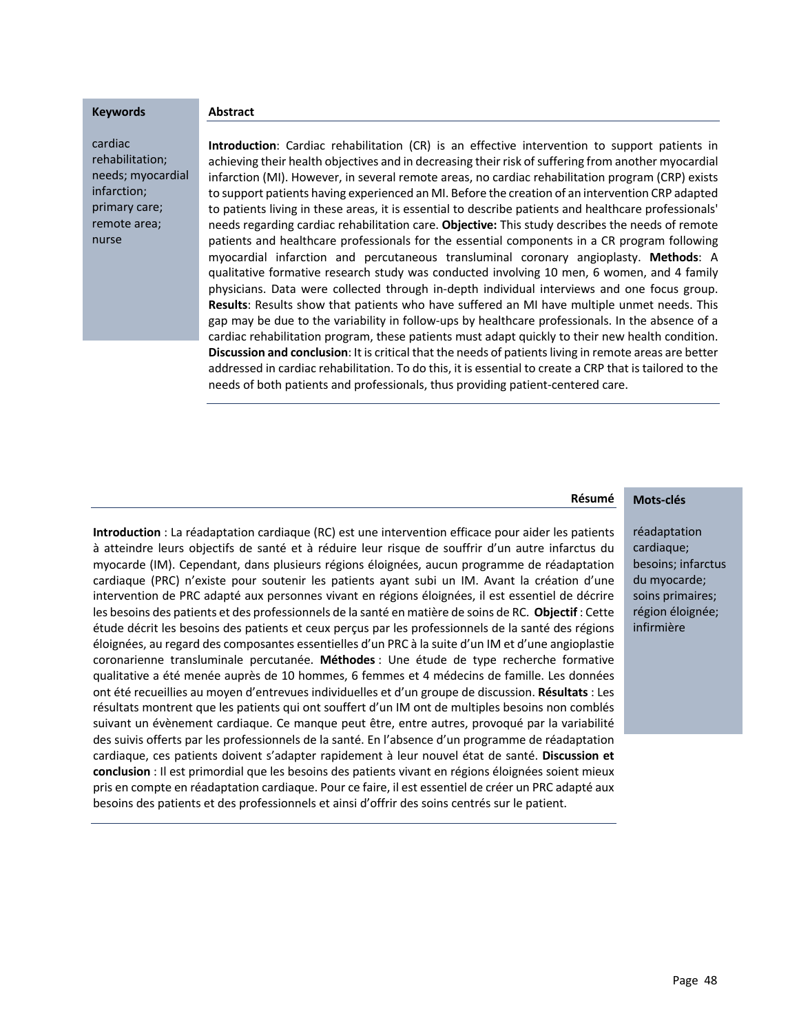**Keywords**

cardiac rehabilitation; needs; myocardial infarction; primary care; remote area; nurse

**Abstract**

**Introduction**: Cardiac rehabilitation (CR) is an effective intervention to support patients in achieving their health objectives and in decreasing their risk of suffering from another myocardial infarction (MI). However, in several remote areas, no cardiac rehabilitation program (CRP) exists to support patients having experienced an MI. Before the creation of an intervention CRP adapted to patients living in these areas, it is essential to describe patients and healthcare professionals' needs regarding cardiac rehabilitation care. **Objective:** This study describes the needs of remote patients and healthcare professionals for the essential components in a CR program following myocardial infarction and percutaneous transluminal coronary angioplasty. **Methods**: A qualitative formative research study was conducted involving 10 men, 6 women, and 4 family physicians. Data were collected through in-depth individual interviews and one focus group. **Results**: Results show that patients who have suffered an MI have multiple unmet needs. This gap may be due to the variability in follow-ups by healthcare professionals. In the absence of a cardiac rehabilitation program, these patients must adapt quickly to their new health condition. **Discussion and conclusion**: It is critical that the needs of patients living in remote areas are better addressed in cardiac rehabilitation. To do this, it is essential to create a CRP that is tailored to the needs of both patients and professionals, thus providing patient-centered care.

**Résumé**

**Introduction** : La réadaptation cardiaque (RC) est une intervention efficace pour aider les patients à atteindre leurs objectifs de santé et à réduire leur risque de souffrir d'un autre infarctus du myocarde (IM). Cependant, dans plusieurs régions éloignées, aucun programme de réadaptation cardiaque (PRC) n'existe pour soutenir les patients ayant subi un IM. Avant la création d'une intervention de PRC adapté aux personnes vivant en régions éloignées, il est essentiel de décrire les besoins des patients et des professionnels de la santé en matière de soins de RC. **Objectif** : Cette étude décrit les besoins des patients et ceux perçus par les professionnels de la santé des régions éloignées, au regard des composantes essentielles d'un PRC à la suite d'un IM et d'une angioplastie coronarienne transluminale percutanée. **Méthodes** : Une étude de type recherche formative qualitative a été menée auprès de 10 hommes, 6 femmes et 4 médecins de famille. Les données ont été recueillies au moyen d'entrevues individuelles et d'un groupe de discussion. **Résultats** : Les résultats montrent que les patients qui ont souffert d'un IM ont de multiples besoins non comblés suivant un évènement cardiaque. Ce manque peut être, entre autres, provoqué par la variabilité des suivis offerts par les professionnels de la santé. En l'absence d'un programme de réadaptation cardiaque, ces patients doivent s'adapter rapidement à leur nouvel état de santé. **Discussion et conclusion** : Il est primordial que les besoins des patients vivant en régions éloignées soient mieux pris en compte en réadaptation cardiaque. Pour ce faire, il est essentiel de créer un PRC adapté aux besoins des patients et des professionnels et ainsi d'offrir des soins centrés sur le patient.

**Mots-clés**

réadaptation cardiaque; besoins; infarctus du myocarde; soins primaires; région éloignée; infirmière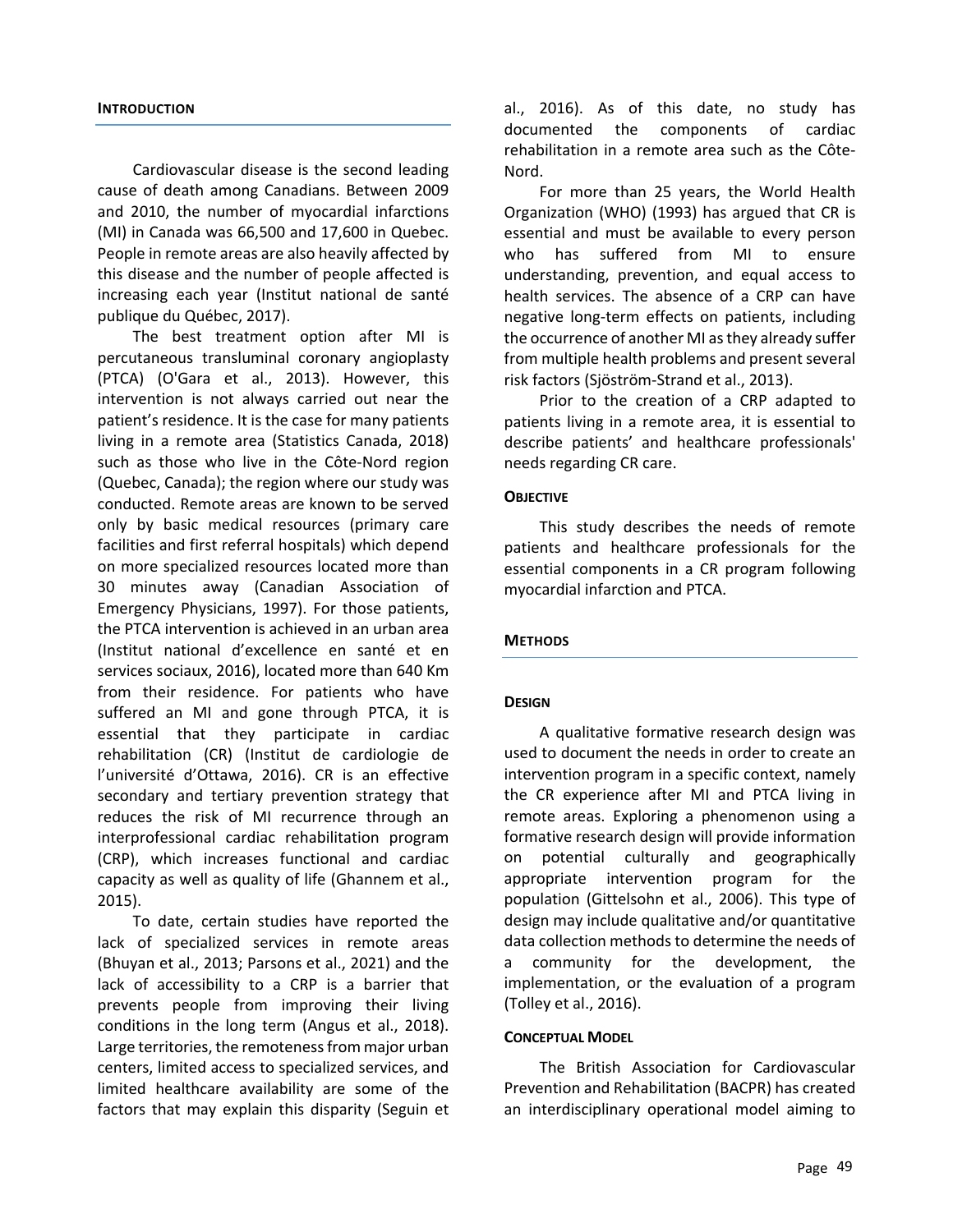## Introduction

Cardiovascular disease is the second leading cause of death among Canadians. Between 2009 and 2010, the number of myocardial infarctions (MI) in Canada was 66,500 and 17,600 in Quebec. People in remote areas are also heavily affected by this disease and the number of people affected is increasing each year (Institut national de santé publique du Québec, 2017).

The best treatment option after MI is percutaneous transluminal coronary angioplasty (PTCA) (O'Gara et al., 2013). However, this intervention is not always carried out near the patient's residence. It is the case for many patients living in a remote area (Statistics Canada, 2018) such as those who live in the Côte-Nord region (Quebec, Canada); the region where our study was conducted. Remote areas are known to be served only by basic medical resources (primary care facilities and first referral hospitals) which depend on more specialized resources located more than 30 minutes away (Canadian Association of Emergency Physicians, 1997). For those patients, the PTCA intervention is achieved in an urban area (Institut national d'excellence en santé et en services sociaux, 2016), located more than 640 Km from their residence. For patients who have suffered an MI and gone through PTCA, it is essential that they participate in cardiac rehabilitation (CR) (Institut de cardiologie de l'université d'Ottawa, 2016). CR is an effective secondary and tertiary prevention strategy that reduces the risk of MI recurrence through an interprofessional cardiac rehabilitation program (CRP), which increases functional and cardiac capacity as well as quality of life (Ghannem et al., 2015).

To date, certain studies have reported the lack of specialized services in remote areas (Bhuyan et al., 2013; Parsons et al., 2021) and the lack of accessibility to a CRP is a barrier that prevents people from improving their living conditions in the long term (Angus et al., 2018). Large territories, the remoteness from major urban centers, limited access to specialized services, and limited healthcare availability are some of the factors that may explain this disparity (Seguin et al., 2016). As of this date, no study has documented the components of cardiac rehabilitation in a remote area such as the Côte-Nord.

For more than 25 years, the World Health Organization (WHO) (1993) has argued that CR is essential and must be available to every person who has suffered from MI to ensure understanding, prevention, and equal access to health services. The absence of a CRP can have negative long-term effects on patients, including the occurrence of another MI as they already suffer from multiple health problems and present several risk factors (Sjöström-Strand et al., 2013).

Prior to the creation of a CRP adapted to patients living in a remote area, it is essential to describe patients' and healthcare professionals' needs regarding CR care.

### Objective

This study describes the needs of remote patients and healthcare professionals for the essential components in a CR program following myocardial infarction and PTCA.

## Methods

### Design

A qualitative formative research design was used to document the needs in order to create an intervention program in a specific context, namely the CR experience after MI and PTCA living in remote areas. Exploring a phenomenon using a formative research design will provide information on potential culturally and geographically appropriate intervention program for the population (Gittelsohn et al., 2006). This type of design may include qualitative and/or quantitative data collection methods to determine the needs of a community for the development, the implementation, or the evaluation of a program (Tolley et al., 2016).

### Conceptual Model

The British Association for Cardiovascular Prevention and Rehabilitation (BACPR) has created an interdisciplinary operational model aiming to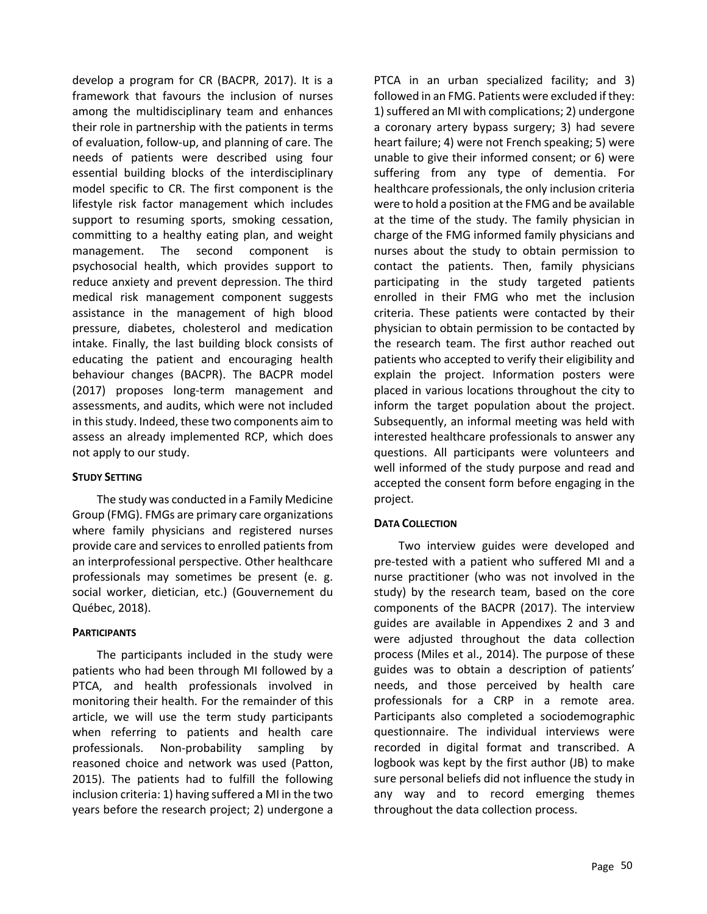develop a program for CR (BACPR, 2017). It is a framework that favours the inclusion of nurses among the multidisciplinary team and enhances their role in partnership with the patients in terms of evaluation, follow-up, and planning of care. The needs of patients were described using four essential building blocks of the interdisciplinary model specific to CR. The first component is the lifestyle risk factor management which includes support to resuming sports, smoking cessation, committing to a healthy eating plan, and weight management. The second component is psychosocial health, which provides support to reduce anxiety and prevent depression. The third medical risk management component suggests assistance in the management of high blood pressure, diabetes, cholesterol and medication intake. Finally, the last building block consists of educating the patient and encouraging health behaviour changes (BACPR). The BACPR model (2017) proposes long-term management and assessments, and audits, which were not included in this study. Indeed, these two components aim to assess an already implemented RCP, which does not apply to our study.

### Study Setting

The study was conducted in a Family Medicine Group (FMG). FMGs are primary care organizations where family physicians and registered nurses provide care and services to enrolled patients from an interprofessional perspective. Other healthcare professionals may sometimes be present (e. g. social worker, dietician, etc.) (Gouvernement du Québec, 2018).

### Participants

The participants included in the study were patients who had been through MI followed by a PTCA, and health professionals involved in monitoring their health. For the remainder of this article, we will use the term study participants when referring to patients and health care professionals. Non-probability sampling by reasoned choice and network was used (Patton, 2015). The patients had to fulfill the following inclusion criteria: 1) having suffered a MI in the two years before the research project; 2) undergone a PTCA in an urban specialized facility; and 3) followed in an FMG. Patients were excluded if they: 1) suffered an MI with complications; 2) undergone a coronary artery bypass surgery; 3) had severe heart failure; 4) were not French speaking; 5) were unable to give their informed consent; or 6) were suffering from any type of dementia. For healthcare professionals, the only inclusion criteria were to hold a position at the FMG and be available at the time of the study. The family physician in charge of the FMG informed family physicians and nurses about the study to obtain permission to contact the patients. Then, family physicians participating in the study targeted patients enrolled in their FMG who met the inclusion criteria. These patients were contacted by their physician to obtain permission to be contacted by the research team. The first author reached out patients who accepted to verify their eligibility and explain the project. Information posters were placed in various locations throughout the city to inform the target population about the project. Subsequently, an informal meeting was held with interested healthcare professionals to answer any questions. All participants were volunteers and well informed of the study purpose and read and accepted the consent form before engaging in the project.

### Data Collection

Two interview guides were developed and pre-tested with a patient who suffered MI and a nurse practitioner (who was not involved in the study) by the research team, based on the core components of the BACPR (2017). The interview guides are available in Appendixes 2 and 3 and were adjusted throughout the data collection process (Miles et al., 2014). The purpose of these guides was to obtain a description of patients' needs, and those perceived by health care professionals for a CRP in a remote area. Participants also completed a sociodemographic questionnaire. The individual interviews were recorded in digital format and transcribed. A logbook was kept by the first author (JB) to make sure personal beliefs did not influence the study in any way and to record emerging themes throughout the data collection process.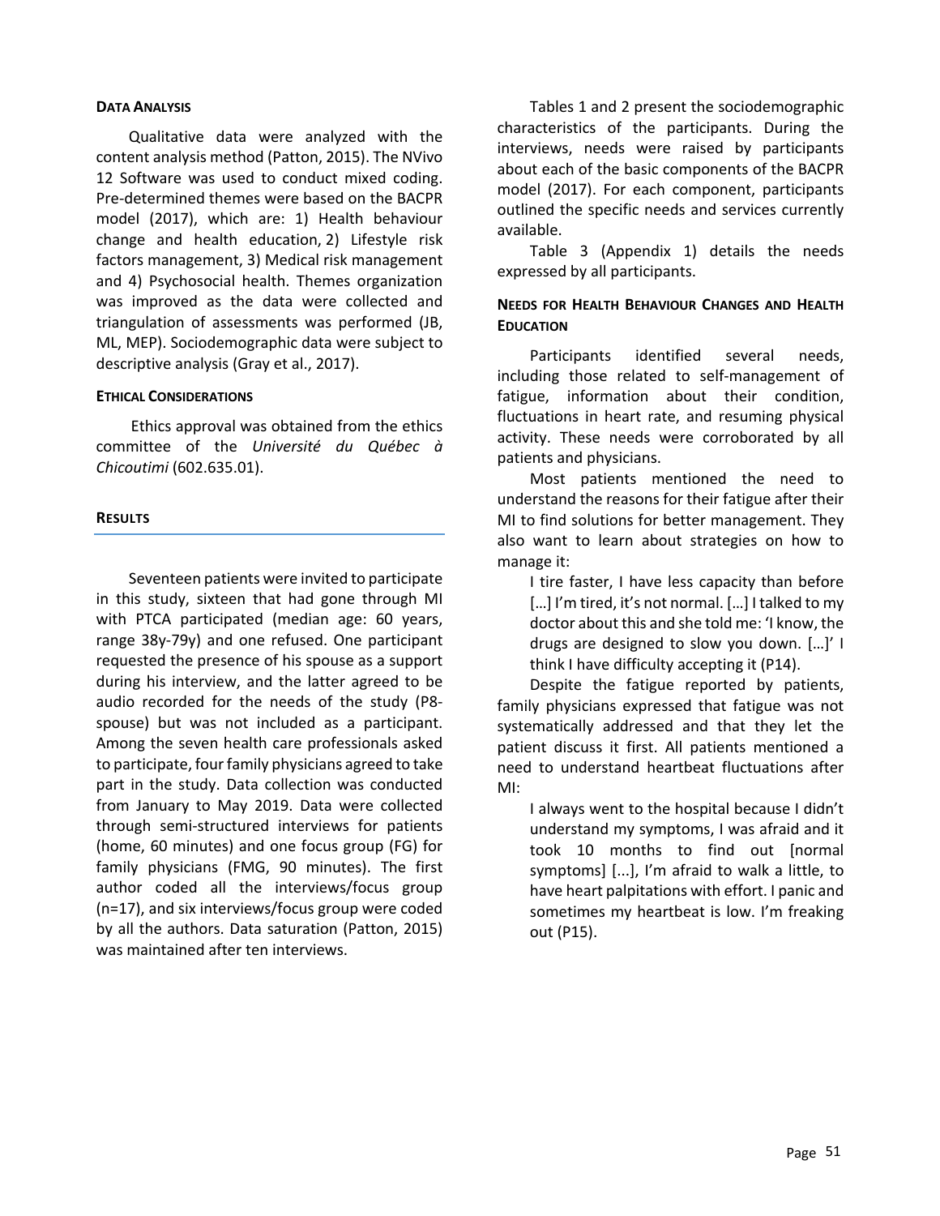#### Data Analysis

Qualitative data were analyzed with the content analysis method (Patton, 2015). The NVivo 12 Software was used to conduct mixed coding. Pre-determined themes were based on the BACPR model (2017), which are: 1) Health behaviour change and health education, 2) Lifestyle risk factors management, 3) Medical risk management and 4) Psychosocial health. Themes organization was improved as the data were collected and triangulation of assessments was performed (JB, ML, MEP). Sociodemographic data were subject to descriptive analysis (Gray et al., 2017).

#### Ethical Considerations

Ethics approval was obtained from the ethics committee of the *Université du Québec à Chicoutimi* (602.635.01).

### Results

Seventeen patients were invited to participate in this study, sixteen that had gone through MI with PTCA participated (median age: 60 years, range 38y-79y) and one refused. One participant requested the presence of his spouse as a support during his interview, and the latter agreed to be audio recorded for the needs of the study (P8-spouse) but was not included as a participant. Among the seven health care professionals asked to participate, four family physicians agreed to take part in the study. Data collection was conducted from January to May 2019. Data were collected through semi-structured interviews for patients (home, 60 minutes) and one focus group (FG) for family physicians (FMG, 90 minutes). The first author coded all the interviews/focus group (n=17), and six interviews/focus group were coded by all the authors. Data saturation (Patton, 2015) was maintained after ten interviews.

Tables 1 and 2 present the sociodemographic characteristics of the participants. During the interviews, needs were raised by participants about each of the basic components of the BACPR model (2017). For each component, participants outlined the specific needs and services currently available.

Table 3 (Appendix 1) details the needs expressed by all participants.

#### Needs for Health Behaviour Changes and Health Education

Participants identified several needs, including those related to self-management of fatigue, information about their condition, fluctuations in heart rate, and resuming physical activity. These needs were corroborated by all patients and physicians.

Most patients mentioned the need to understand the reasons for their fatigue after their MI to find solutions for better management. They also want to learn about strategies on how to manage it:

> I tire faster, I have less capacity than before […] I'm tired, it's not normal. […] I talked to my doctor about this and she told me: 'I know, the drugs are designed to slow you down. […]' I think I have difficulty accepting it (P14).

Despite the fatigue reported by patients, family physicians expressed that fatigue was not systematically addressed and that they let the patient discuss it first. All patients mentioned a need to understand heartbeat fluctuations after MI:

> I always went to the hospital because I didn't understand my symptoms, I was afraid and it took 10 months to find out [normal symptoms] [...], I'm afraid to walk a little, to have heart palpitations with effort. I panic and sometimes my heartbeat is low. I'm freaking out (P15).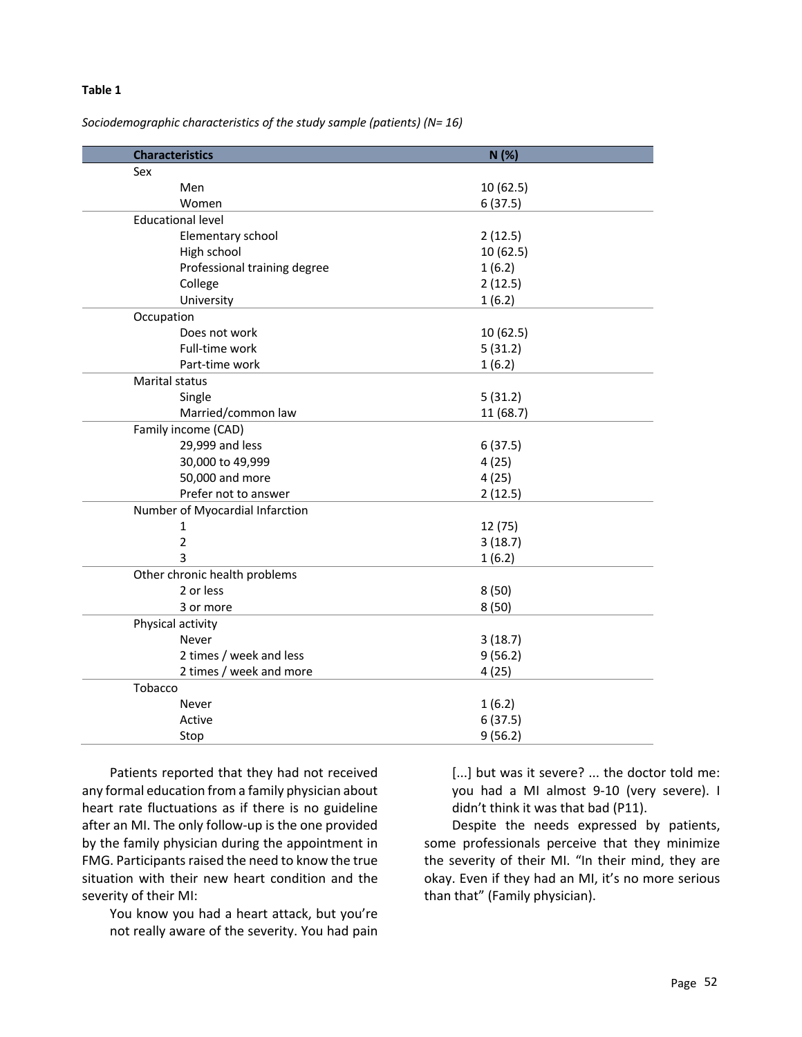**Table 1**

*Sociodemographic characteristics of the study sample (patients) (N= 16)*

| Characteristics | N (%) |
|---|---|
| Sex | |
| Men | 10 (62.5) |
| Women | 6 (37.5) |
| Educational level | |
| Elementary school | 2 (12.5) |
| High school | 10 (62.5) |
| Professional training degree | 1 (6.2) |
| College | 2 (12.5) |
| University | 1 (6.2) |
| Occupation | |
| Does not work | 10 (62.5) |
| Full-time work | 5 (31.2) |
| Part-time work | 1 (6.2) |
| Marital status | |
| Single | 5 (31.2) |
| Married/common law | 11 (68.7) |
| Family income (CAD) | |
| 29,999 and less | 6 (37.5) |
| 30,000 to 49,999 | 4 (25) |
| 50,000 and more | 4 (25) |
| Prefer not to answer | 2 (12.5) |
| Number of Myocardial Infarction | |
| 1 | 12 (75) |
| 2 | 3 (18.7) |
| 3 | 1 (6.2) |
| Other chronic health problems | |
| 2 or less | 8 (50) |
| 3 or more | 8 (50) |
| Physical activity | |
| Never | 3 (18.7) |
| 2 times / week and less | 9 (56.2) |
| 2 times / week and more | 4 (25) |
| Tobacco | |
| Never | 1 (6.2) |
| Active | 6 (37.5) |
| Stop | 9 (56.2) |

Patients reported that they had not received any formal education from a family physician about heart rate fluctuations as if there is no guideline after an MI. The only follow-up is the one provided by the family physician during the appointment in FMG. Participants raised the need to know the true situation with their new heart condition and the severity of their MI:

> You know you had a heart attack, but you're not really aware of the severity. You had pain [...] but was it severe? ... the doctor told me: you had a MI almost 9-10 (very severe). I didn't think it was that bad (P11).

Despite the needs expressed by patients, some professionals perceive that they minimize the severity of their MI. "In their mind, they are okay. Even if they had an MI, it's no more serious than that" (Family physician).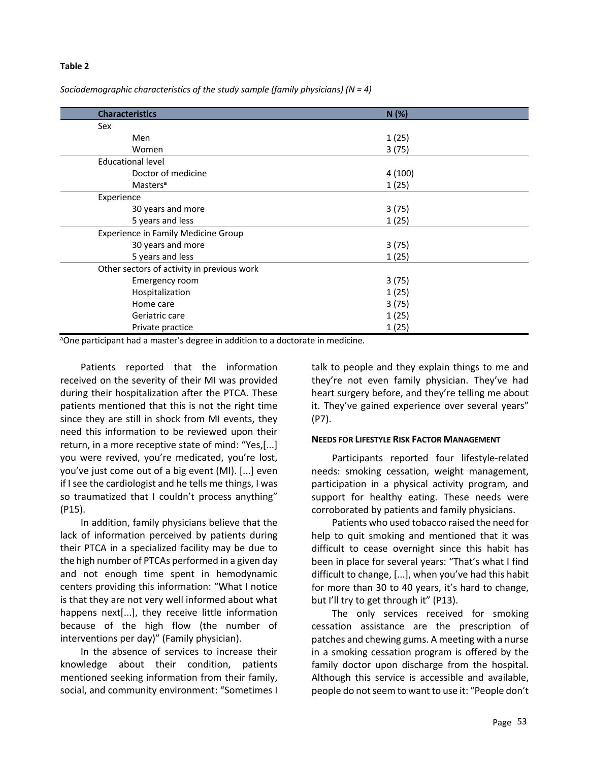**Table 2**

*Sociodemographic characteristics of the study sample (family physicians) (N = 4)*

| Characteristics | N (%) |
|---|---|
| Sex | |
| Men | 1 (25) |
| Women | 3 (75) |
| Educational level | |
| Doctor of medicine | 4 (100) |
| Masters[a] | 1 (25) |
| Experience | |
| 30 years and more | 3 (75) |
| 5 years and less | 1 (25) |
| Experience in Family Medicine Group | |
| 30 years and more | 3 (75) |
| 5 years and less | 1 (25) |
| Other sectors of activity in previous work | |
| Emergency room | 3 (75) |
| Hospitalization | 1 (25) |
| Home care | 3 (75) |
| Geriatric care | 1 (25) |
| Private practice | 1 (25) |

[a]One participant had a master's degree in addition to a doctorate in medicine.

Patients reported that the information received on the severity of their MI was provided during their hospitalization after the PTCA. These patients mentioned that this is not the right time since they are still in shock from MI events, they need this information to be reviewed upon their return, in a more receptive state of mind: "Yes,[...] you were revived, you're medicated, you're lost, you've just come out of a big event (MI). [...] even if I see the cardiologist and he tells me things, I was so traumatized that I couldn't process anything" (P15).

In addition, family physicians believe that the lack of information perceived by patients during their PTCA in a specialized facility may be due to the high number of PTCAs performed in a given day and not enough time spent in hemodynamic centers providing this information: "What I notice is that they are not very well informed about what happens next[...], they receive little information because of the high flow (the number of interventions per day)" (Family physician).

In the absence of services to increase their knowledge about their condition, patients mentioned seeking information from their family, social, and community environment: "Sometimes I talk to people and they explain things to me and they're not even family physician. They've had heart surgery before, and they're telling me about it. They've gained experience over several years" (P7).

#### Needs for Lifestyle Risk Factor Management

Participants reported four lifestyle-related needs: smoking cessation, weight management, participation in a physical activity program, and support for healthy eating. These needs were corroborated by patients and family physicians.

Patients who used tobacco raised the need for help to quit smoking and mentioned that it was difficult to cease overnight since this habit has been in place for several years: "That's what I find difficult to change, [...], when you've had this habit for more than 30 to 40 years, it's hard to change, but I'll try to get through it" (P13).

The only services received for smoking cessation assistance are the prescription of patches and chewing gums. A meeting with a nurse in a smoking cessation program is offered by the family doctor upon discharge from the hospital. Although this service is accessible and available, people do not seem to want to use it: "People don't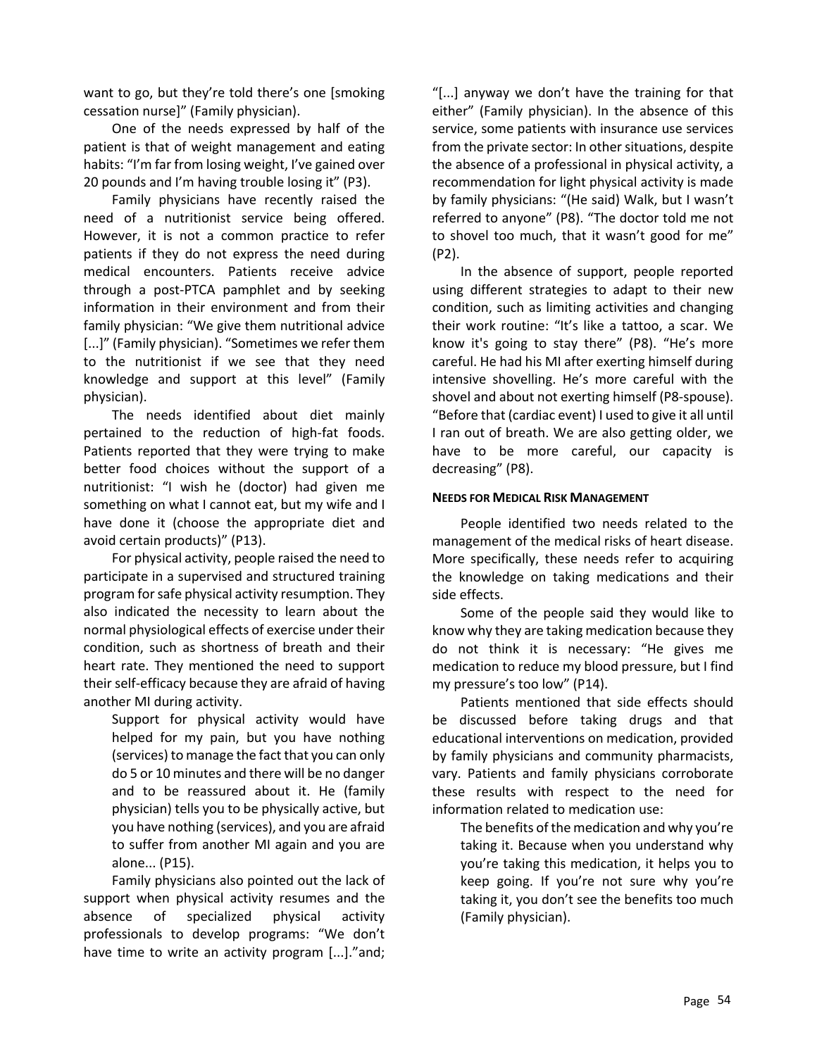want to go, but they're told there's one [smoking cessation nurse]" (Family physician).

One of the needs expressed by half of the patient is that of weight management and eating habits: "I'm far from losing weight, I've gained over 20 pounds and I'm having trouble losing it" (P3).

Family physicians have recently raised the need of a nutritionist service being offered. However, it is not a common practice to refer patients if they do not express the need during medical encounters. Patients receive advice through a post-PTCA pamphlet and by seeking information in their environment and from their family physician: "We give them nutritional advice [...]" (Family physician). "Sometimes we refer them to the nutritionist if we see that they need knowledge and support at this level" (Family physician).

The needs identified about diet mainly pertained to the reduction of high-fat foods. Patients reported that they were trying to make better food choices without the support of a nutritionist: "I wish he (doctor) had given me something on what I cannot eat, but my wife and I have done it (choose the appropriate diet and avoid certain products)" (P13).

For physical activity, people raised the need to participate in a supervised and structured training program for safe physical activity resumption. They also indicated the necessity to learn about the normal physiological effects of exercise under their condition, such as shortness of breath and their heart rate. They mentioned the need to support their self-efficacy because they are afraid of having another MI during activity.

> Support for physical activity would have helped for my pain, but you have nothing (services) to manage the fact that you can only do 5 or 10 minutes and there will be no danger and to be reassured about it. He (family physician) tells you to be physically active, but you have nothing (services), and you are afraid to suffer from another MI again and you are alone... (P15).

Family physicians also pointed out the lack of support when physical activity resumes and the absence of specialized physical activity professionals to develop programs: "We don't have time to write an activity program [...]."and; "[...] anyway we don't have the training for that either" (Family physician). In the absence of this service, some patients with insurance use services from the private sector: In other situations, despite the absence of a professional in physical activity, a recommendation for light physical activity is made by family physicians: "(He said) Walk, but I wasn't referred to anyone" (P8). "The doctor told me not to shovel too much, that it wasn't good for me" (P2).

In the absence of support, people reported using different strategies to adapt to their new condition, such as limiting activities and changing their work routine: "It's like a tattoo, a scar. We know it's going to stay there" (P8). "He's more careful. He had his MI after exerting himself during intensive shovelling. He's more careful with the shovel and about not exerting himself (P8-spouse). "Before that (cardiac event) I used to give it all until I ran out of breath. We are also getting older, we have to be more careful, our capacity is decreasing" (P8).

#### Needs for Medical Risk Management

People identified two needs related to the management of the medical risks of heart disease. More specifically, these needs refer to acquiring the knowledge on taking medications and their side effects.

Some of the people said they would like to know why they are taking medication because they do not think it is necessary: "He gives me medication to reduce my blood pressure, but I find my pressure's too low" (P14).

Patients mentioned that side effects should be discussed before taking drugs and that educational interventions on medication, provided by family physicians and community pharmacists, vary. Patients and family physicians corroborate these results with respect to the need for information related to medication use:

> The benefits of the medication and why you're taking it. Because when you understand why you're taking this medication, it helps you to keep going. If you're not sure why you're taking it, you don't see the benefits too much (Family physician).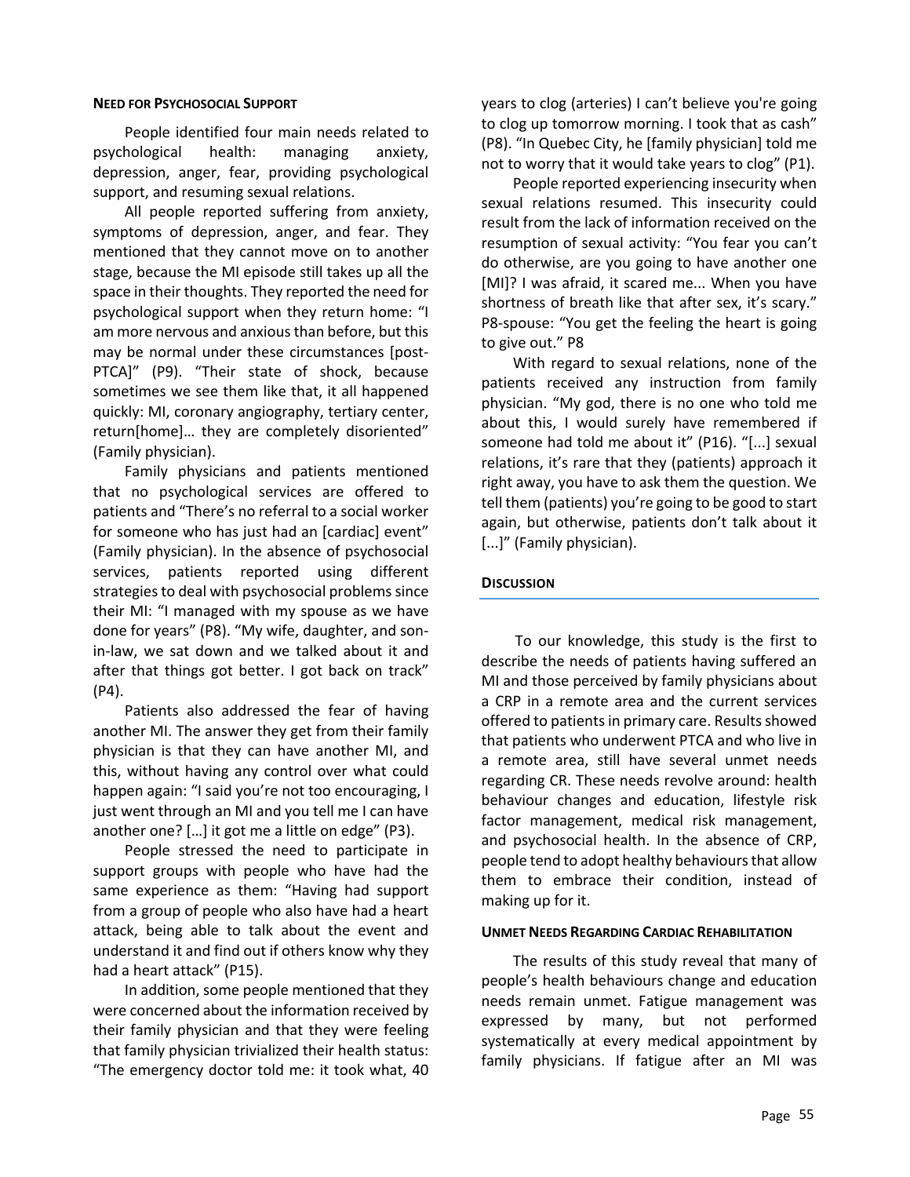#### Need for Psychosocial Support

People identified four main needs related to psychological health: managing anxiety, depression, anger, fear, providing psychological support, and resuming sexual relations.

All people reported suffering from anxiety, symptoms of depression, anger, and fear. They mentioned that they cannot move on to another stage, because the MI episode still takes up all the space in their thoughts. They reported the need for psychological support when they return home: "I am more nervous and anxious than before, but this may be normal under these circumstances [post-PTCA]" (P9). "Their state of shock, because sometimes we see them like that, it all happened quickly: MI, coronary angiography, tertiary center, return[home]… they are completely disoriented" (Family physician).

Family physicians and patients mentioned that no psychological services are offered to patients and "There's no referral to a social worker for someone who has just had an [cardiac] event" (Family physician). In the absence of psychosocial services, patients reported using different strategies to deal with psychosocial problems since their MI: "I managed with my spouse as we have done for years" (P8). "My wife, daughter, and son-in-law, we sat down and we talked about it and after that things got better. I got back on track" (P4).

Patients also addressed the fear of having another MI. The answer they get from their family physician is that they can have another MI, and this, without having any control over what could happen again: "I said you're not too encouraging, I just went through an MI and you tell me I can have another one? […] it got me a little on edge" (P3).

People stressed the need to participate in support groups with people who have had the same experience as them: "Having had support from a group of people who also have had a heart attack, being able to talk about the event and understand it and find out if others know why they had a heart attack" (P15).

In addition, some people mentioned that they were concerned about the information received by their family physician and that they were feeling that family physician trivialized their health status: "The emergency doctor told me: it took what, 40 years to clog (arteries) I can't believe you're going to clog up tomorrow morning. I took that as cash" (P8). "In Quebec City, he [family physician] told me not to worry that it would take years to clog" (P1).

People reported experiencing insecurity when sexual relations resumed. This insecurity could result from the lack of information received on the resumption of sexual activity: "You fear you can't do otherwise, are you going to have another one [MI]? I was afraid, it scared me... When you have shortness of breath like that after sex, it's scary." P8-spouse: "You get the feeling the heart is going to give out." P8

With regard to sexual relations, none of the patients received any instruction from family physician. "My god, there is no one who told me about this, I would surely have remembered if someone had told me about it" (P16). "[...] sexual relations, it's rare that they (patients) approach it right away, you have to ask them the question. We tell them (patients) you're going to be good to start again, but otherwise, patients don't talk about it [...]" (Family physician).

## Discussion

To our knowledge, this study is the first to describe the needs of patients having suffered an MI and those perceived by family physicians about a CRP in a remote area and the current services offered to patients in primary care. Results showed that patients who underwent PTCA and who live in a remote area, still have several unmet needs regarding CR. These needs revolve around: health behaviour changes and education, lifestyle risk factor management, medical risk management, and psychosocial health. In the absence of CRP, people tend to adopt healthy behaviours that allow them to embrace their condition, instead of making up for it.

#### Unmet Needs Regarding Cardiac Rehabilitation

The results of this study reveal that many of people's health behaviours change and education needs remain unmet. Fatigue management was expressed by many, but not performed systematically at every medical appointment by family physicians. If fatigue after an MI was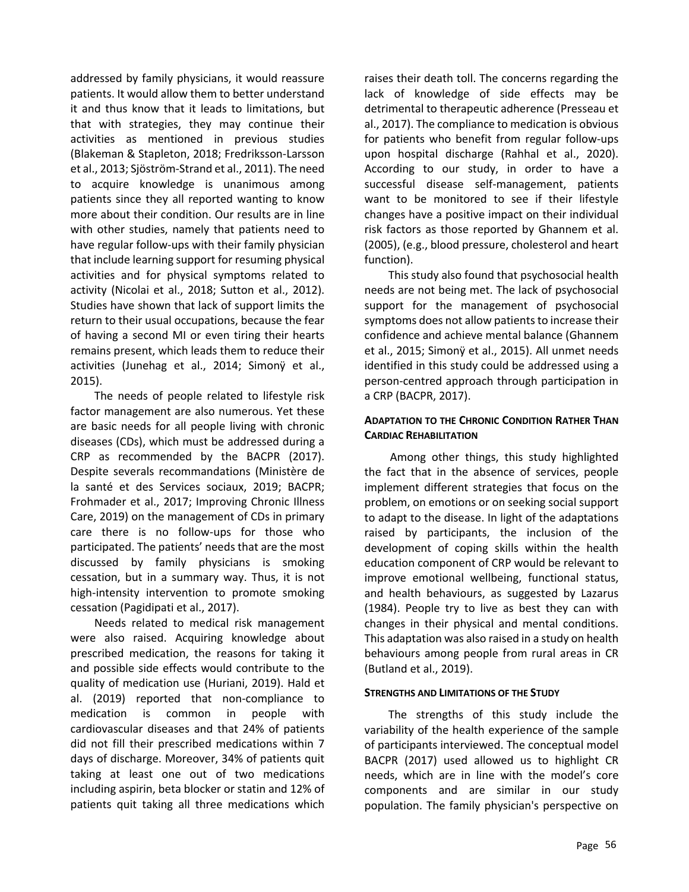addressed by family physicians, it would reassure patients. It would allow them to better understand it and thus know that it leads to limitations, but that with strategies, they may continue their activities as mentioned in previous studies (Blakeman & Stapleton, 2018; Fredriksson-Larsson et al., 2013; Sjöström-Strand et al., 2011). The need to acquire knowledge is unanimous among patients since they all reported wanting to know more about their condition. Our results are in line with other studies, namely that patients need to have regular follow-ups with their family physician that include learning support for resuming physical activities and for physical symptoms related to activity (Nicolai et al., 2018; Sutton et al., 2012). Studies have shown that lack of support limits the return to their usual occupations, because the fear of having a second MI or even tiring their hearts remains present, which leads them to reduce their activities (Junehag et al., 2014; Simonÿ et al., 2015).

The needs of people related to lifestyle risk factor management are also numerous. Yet these are basic needs for all people living with chronic diseases (CDs), which must be addressed during a CRP as recommended by the BACPR (2017). Despite severals recommandations (Ministère de la santé et des Services sociaux, 2019; BACPR; Frohmader et al., 2017; Improving Chronic Illness Care, 2019) on the management of CDs in primary care there is no follow-ups for those who participated. The patients' needs that are the most discussed by family physicians is smoking cessation, but in a summary way. Thus, it is not high-intensity intervention to promote smoking cessation (Pagidipati et al., 2017).

Needs related to medical risk management were also raised. Acquiring knowledge about prescribed medication, the reasons for taking it and possible side effects would contribute to the quality of medication use (Huriani, 2019). Hald et al. (2019) reported that non-compliance to medication is common in people with cardiovascular diseases and that 24% of patients did not fill their prescribed medications within 7 days of discharge. Moreover, 34% of patients quit taking at least one out of two medications including aspirin, beta blocker or statin and 12% of patients quit taking all three medications which raises their death toll. The concerns regarding the lack of knowledge of side effects may be detrimental to therapeutic adherence (Presseau et al., 2017). The compliance to medication is obvious for patients who benefit from regular follow-ups upon hospital discharge (Rahhal et al., 2020). According to our study, in order to have a successful disease self-management, patients want to be monitored to see if their lifestyle changes have a positive impact on their individual risk factors as those reported by Ghannem et al. (2005), (e.g., blood pressure, cholesterol and heart function).

This study also found that psychosocial health needs are not being met. The lack of psychosocial support for the management of psychosocial symptoms does not allow patients to increase their confidence and achieve mental balance (Ghannem et al., 2015; Simonÿ et al., 2015). All unmet needs identified in this study could be addressed using a person-centred approach through participation in a CRP (BACPR, 2017).

### Adaptation to the Chronic Condition Rather Than Cardiac Rehabilitation

Among other things, this study highlighted the fact that in the absence of services, people implement different strategies that focus on the problem, on emotions or on seeking social support to adapt to the disease. In light of the adaptations raised by participants, the inclusion of the development of coping skills within the health education component of CRP would be relevant to improve emotional wellbeing, functional status, and health behaviours, as suggested by Lazarus (1984). People try to live as best they can with changes in their physical and mental conditions. This adaptation was also raised in a study on health behaviours among people from rural areas in CR (Butland et al., 2019).

### Strengths and Limitations of the Study

The strengths of this study include the variability of the health experience of the sample of participants interviewed. The conceptual model BACPR (2017) used allowed us to highlight CR needs, which are in line with the model's core components and are similar in our study population. The family physician's perspective on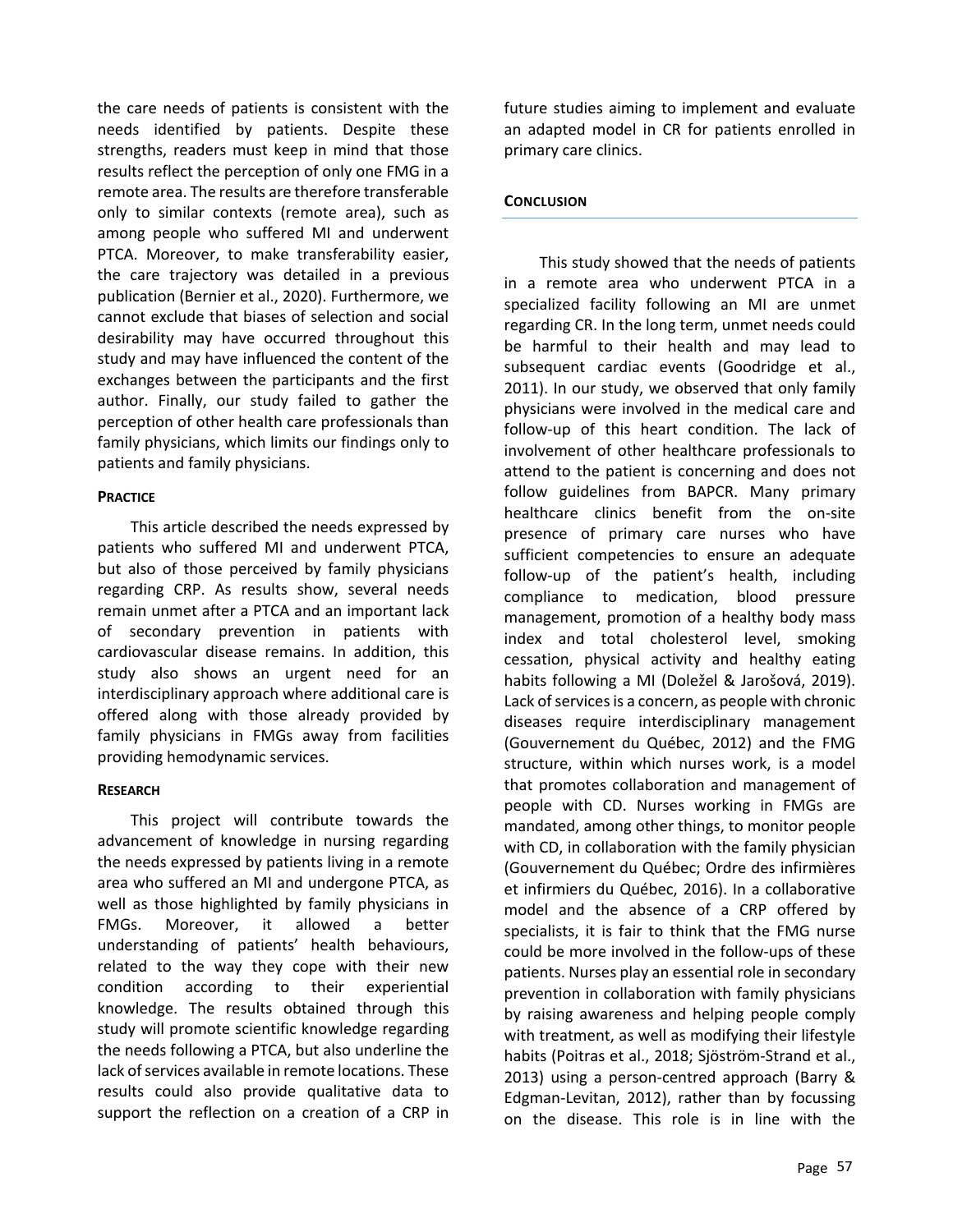the care needs of patients is consistent with the needs identified by patients. Despite these strengths, readers must keep in mind that those results reflect the perception of only one FMG in a remote area. The results are therefore transferable only to similar contexts (remote area), such as among people who suffered MI and underwent PTCA. Moreover, to make transferability easier, the care trajectory was detailed in a previous publication (Bernier et al., 2020). Furthermore, we cannot exclude that biases of selection and social desirability may have occurred throughout this study and may have influenced the content of the exchanges between the participants and the first author. Finally, our study failed to gather the perception of other health care professionals than family physicians, which limits our findings only to patients and family physicians.

### Practice

This article described the needs expressed by patients who suffered MI and underwent PTCA, but also of those perceived by family physicians regarding CRP. As results show, several needs remain unmet after a PTCA and an important lack of secondary prevention in patients with cardiovascular disease remains. In addition, this study also shows an urgent need for an interdisciplinary approach where additional care is offered along with those already provided by family physicians in FMGs away from facilities providing hemodynamic services.

### Research

This project will contribute towards the advancement of knowledge in nursing regarding the needs expressed by patients living in a remote area who suffered an MI and undergone PTCA, as well as those highlighted by family physicians in FMGs. Moreover, it allowed a better understanding of patients' health behaviours, related to the way they cope with their new condition according to their experiential knowledge. The results obtained through this study will promote scientific knowledge regarding the needs following a PTCA, but also underline the lack of services available in remote locations. These results could also provide qualitative data to support the reflection on a creation of a CRP in future studies aiming to implement and evaluate an adapted model in CR for patients enrolled in primary care clinics.

## Conclusion

This study showed that the needs of patients in a remote area who underwent PTCA in a specialized facility following an MI are unmet regarding CR. In the long term, unmet needs could be harmful to their health and may lead to subsequent cardiac events (Goodridge et al., 2011). In our study, we observed that only family physicians were involved in the medical care and follow-up of this heart condition. The lack of involvement of other healthcare professionals to attend to the patient is concerning and does not follow guidelines from BAPCR. Many primary healthcare clinics benefit from the on-site presence of primary care nurses who have sufficient competencies to ensure an adequate follow-up of the patient's health, including compliance to medication, blood pressure management, promotion of a healthy body mass index and total cholesterol level, smoking cessation, physical activity and healthy eating habits following a MI (Doležel & Jarošová, 2019). Lack of services is a concern, as people with chronic diseases require interdisciplinary management (Gouvernement du Québec, 2012) and the FMG structure, within which nurses work, is a model that promotes collaboration and management of people with CD. Nurses working in FMGs are mandated, among other things, to monitor people with CD, in collaboration with the family physician (Gouvernement du Québec; Ordre des infirmières et infirmiers du Québec, 2016). In a collaborative model and the absence of a CRP offered by specialists, it is fair to think that the FMG nurse could be more involved in the follow-ups of these patients. Nurses play an essential role in secondary prevention in collaboration with family physicians by raising awareness and helping people comply with treatment, as well as modifying their lifestyle habits (Poitras et al., 2018; Sjöström-Strand et al., 2013) using a person-centred approach (Barry & Edgman-Levitan, 2012), rather than by focussing on the disease. This role is in line with the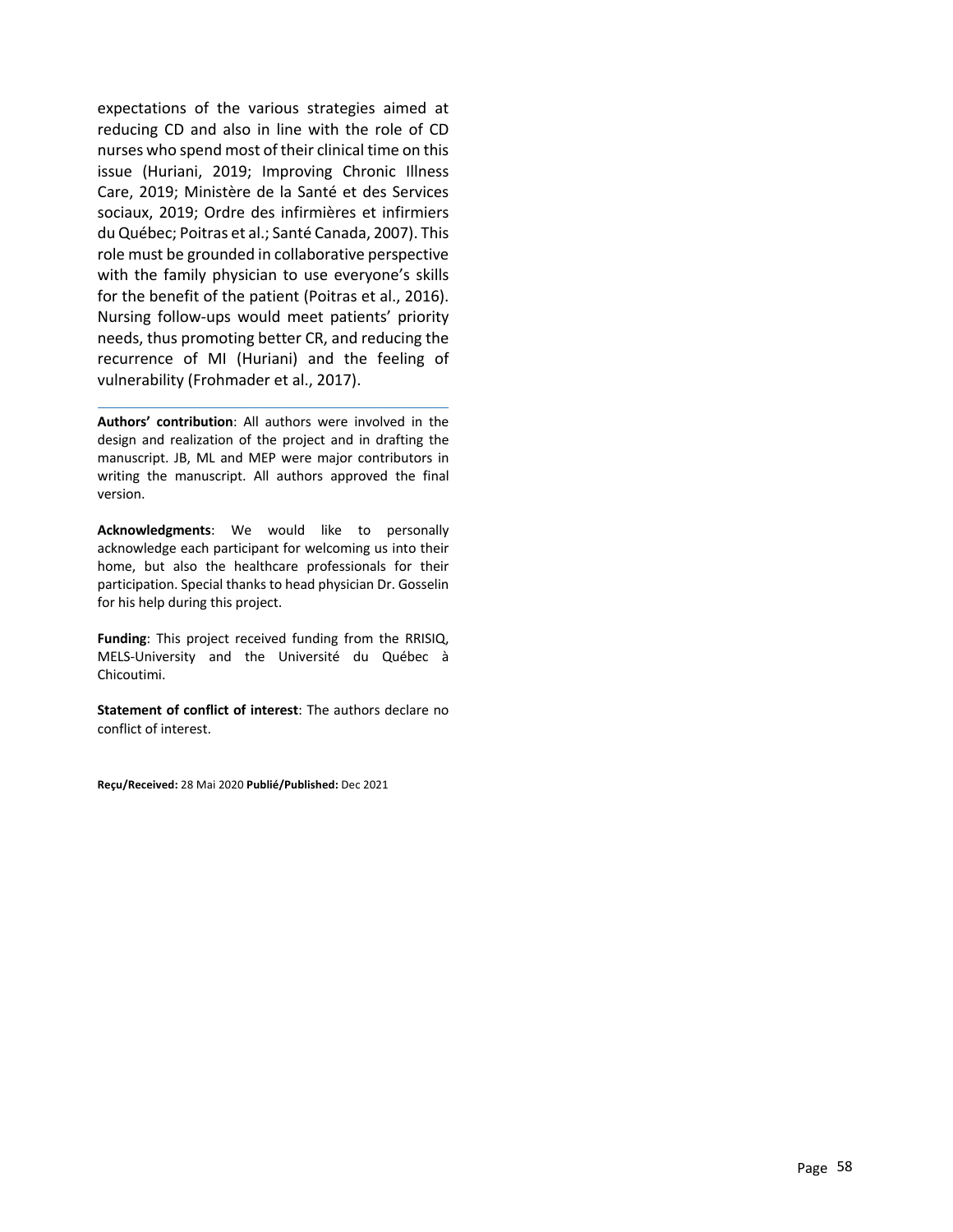expectations of the various strategies aimed at reducing CD and also in line with the role of CD nurses who spend most of their clinical time on this issue (Huriani, 2019; Improving Chronic Illness Care, 2019; Ministère de la Santé et des Services sociaux, 2019; Ordre des infirmières et infirmiers du Québec; Poitras et al.; Santé Canada, 2007). This role must be grounded in collaborative perspective with the family physician to use everyone's skills for the benefit of the patient (Poitras et al., 2016). Nursing follow-ups would meet patients' priority needs, thus promoting better CR, and reducing the recurrence of MI (Huriani) and the feeling of vulnerability (Frohmader et al., 2017).

---

**Authors' contribution**: All authors were involved in the design and realization of the project and in drafting the manuscript. JB, ML and MEP were major contributors in writing the manuscript. All authors approved the final version.

**Acknowledgments**: We would like to personally acknowledge each participant for welcoming us into their home, but also the healthcare professionals for their participation. Special thanks to head physician Dr. Gosselin for his help during this project.

**Funding**: This project received funding from the RRISIQ, MELS-University and the Université du Québec à Chicoutimi.

**Statement of conflict of interest**: The authors declare no conflict of interest.

**Reçu/Received:** 28 Mai 2020 **Publié/Published:** Dec 2021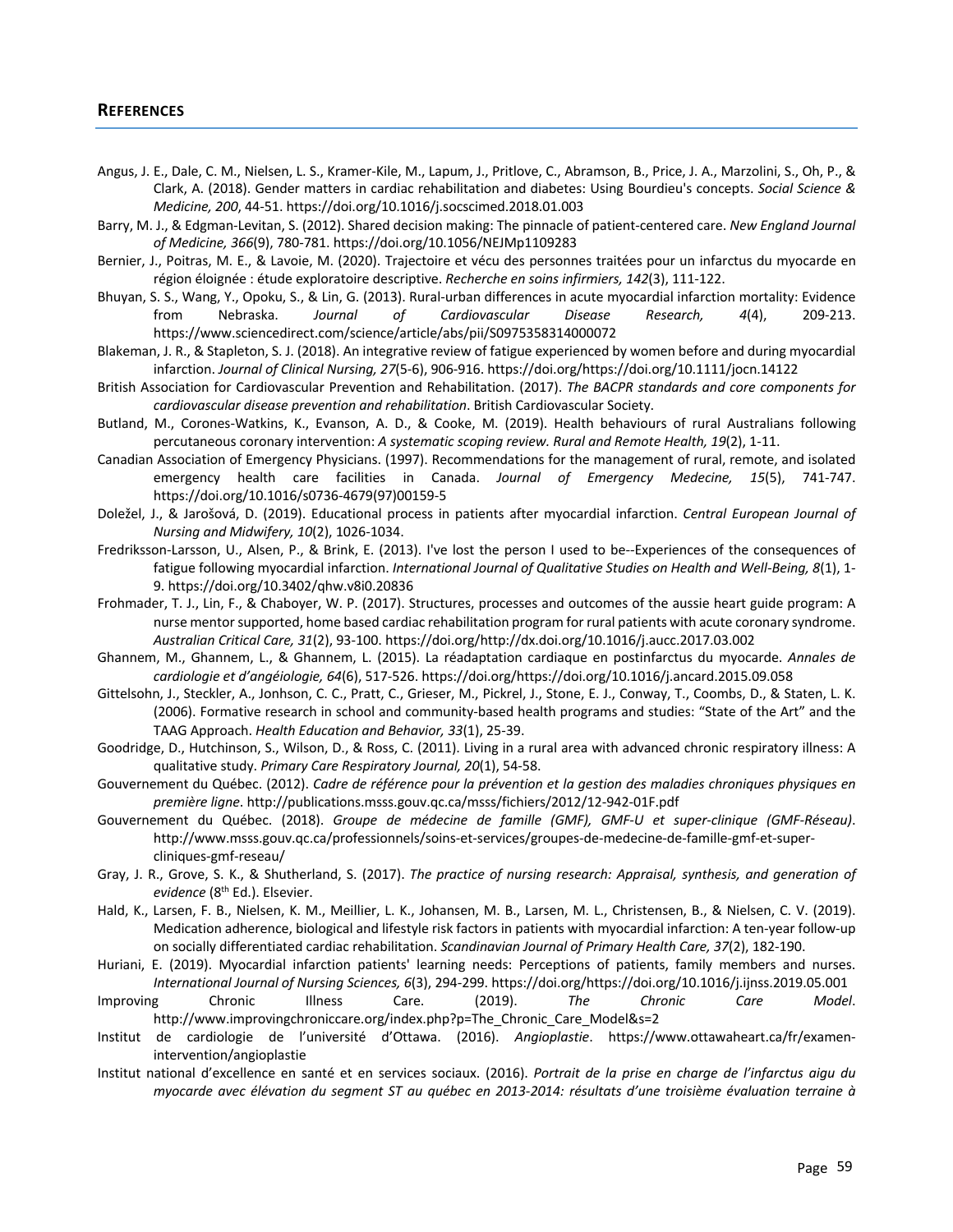## REFERENCES

Angus, J. E., Dale, C. M., Nielsen, L. S., Kramer-Kile, M., Lapum, J., Pritlove, C., Abramson, B., Price, J. A., Marzolini, S., Oh, P., & Clark, A. (2018). Gender matters in cardiac rehabilitation and diabetes: Using Bourdieu's concepts. *Social Science & Medicine, 200*, 44-51. https://doi.org/10.1016/j.socscimed.2018.01.003

Barry, M. J., & Edgman-Levitan, S. (2012). Shared decision making: The pinnacle of patient-centered care. *New England Journal of Medicine, 366*(9), 780-781. https://doi.org/10.1056/NEJMp1109283

Bernier, J., Poitras, M. E., & Lavoie, M. (2020). Trajectoire et vécu des personnes traitées pour un infarctus du myocarde en région éloignée : étude exploratoire descriptive. *Recherche en soins infirmiers, 142*(3), 111-122.

Bhuyan, S. S., Wang, Y., Opoku, S., & Lin, G. (2013). Rural-urban differences in acute myocardial infarction mortality: Evidence from Nebraska. *Journal of Cardiovascular Disease Research, 4*(4), 209-213. https://www.sciencedirect.com/science/article/abs/pii/S0975358314000072

Blakeman, J. R., & Stapleton, S. J. (2018). An integrative review of fatigue experienced by women before and during myocardial infarction. *Journal of Clinical Nursing, 27*(5-6), 906-916. https://doi.org/https://doi.org/10.1111/jocn.14122

British Association for Cardiovascular Prevention and Rehabilitation. (2017). *The BACPR standards and core components for cardiovascular disease prevention and rehabilitation*. British Cardiovascular Society.

Butland, M., Corones-Watkins, K., Evanson, A. D., & Cooke, M. (2019). Health behaviours of rural Australians following percutaneous coronary intervention: *A systematic scoping review. Rural and Remote Health, 19*(2), 1-11.

Canadian Association of Emergency Physicians. (1997). Recommendations for the management of rural, remote, and isolated emergency health care facilities in Canada. *Journal of Emergency Medecine, 15*(5), 741-747. https://doi.org/10.1016/s0736-4679(97)00159-5

Doležel, J., & Jarošová, D. (2019). Educational process in patients after myocardial infarction. *Central European Journal of Nursing and Midwifery, 10*(2), 1026-1034.

Fredriksson-Larsson, U., Alsen, P., & Brink, E. (2013). I've lost the person I used to be--Experiences of the consequences of fatigue following myocardial infarction. *International Journal of Qualitative Studies on Health and Well-Being, 8*(1), 1-9. https://doi.org/10.3402/qhw.v8i0.20836

Frohmader, T. J., Lin, F., & Chaboyer, W. P. (2017). Structures, processes and outcomes of the aussie heart guide program: A nurse mentor supported, home based cardiac rehabilitation program for rural patients with acute coronary syndrome. *Australian Critical Care, 31*(2), 93-100. https://doi.org/http://dx.doi.org/10.1016/j.aucc.2017.03.002

Ghannem, M., Ghannem, L., & Ghannem, L. (2015). La réadaptation cardiaque en postinfarctus du myocarde. *Annales de cardiologie et d'angéiologie, 64*(6), 517-526. https://doi.org/https://doi.org/10.1016/j.ancard.2015.09.058

Gittelsohn, J., Steckler, A., Jonhson, C. C., Pratt, C., Grieser, M., Pickrel, J., Stone, E. J., Conway, T., Coombs, D., & Staten, L. K. (2006). Formative research in school and community-based health programs and studies: "State of the Art" and the TAAG Approach. *Health Education and Behavior, 33*(1), 25-39.

Goodridge, D., Hutchinson, S., Wilson, D., & Ross, C. (2011). Living in a rural area with advanced chronic respiratory illness: A qualitative study. *Primary Care Respiratory Journal, 20*(1), 54-58.

Gouvernement du Québec. (2012). *Cadre de référence pour la prévention et la gestion des maladies chroniques physiques en première ligne*. http://publications.msss.gouv.qc.ca/msss/fichiers/2012/12-942-01F.pdf

Gouvernement du Québec. (2018). *Groupe de médecine de famille (GMF), GMF-U et super-clinique (GMF-Réseau)*. http://www.msss.gouv.qc.ca/professionnels/soins-et-services/groupes-de-medecine-de-famille-gmf-et-super-cliniques-gmf-reseau/

Gray, J. R., Grove, S. K., & Shutherland, S. (2017). *The practice of nursing research: Appraisal, synthesis, and generation of evidence* (8th Ed.). Elsevier.

Hald, K., Larsen, F. B., Nielsen, K. M., Meillier, L. K., Johansen, M. B., Larsen, M. L., Christensen, B., & Nielsen, C. V. (2019). Medication adherence, biological and lifestyle risk factors in patients with myocardial infarction: A ten-year follow-up on socially differentiated cardiac rehabilitation. *Scandinavian Journal of Primary Health Care, 37*(2), 182-190.

Huriani, E. (2019). Myocardial infarction patients' learning needs: Perceptions of patients, family members and nurses. *International Journal of Nursing Sciences, 6*(3), 294-299. https://doi.org/https://doi.org/10.1016/j.ijnss.2019.05.001

Improving Chronic Illness Care. (2019). *The Chronic Care Model*. http://www.improvingchroniccare.org/index.php?p=The_Chronic_Care_Model&s=2

Institut de cardiologie de l'université d'Ottawa. (2016). *Angioplastie*. https://www.ottawaheart.ca/fr/examen-intervention/angioplastie

Institut national d'excellence en santé et en services sociaux. (2016). *Portrait de la prise en charge de l'infarctus aigu du myocarde avec élévation du segment ST au québec en 2013-2014: résultats d'une troisième évaluation terrain à*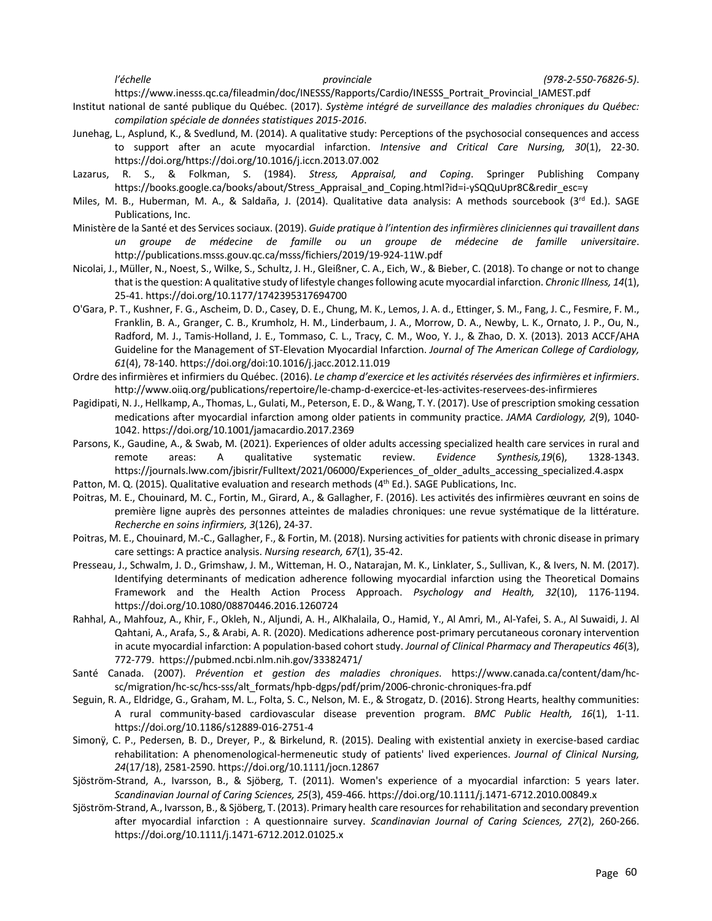*l'échelle provinciale (978-2-550-76826-5)*. https://www.inesss.qc.ca/fileadmin/doc/INESSS/Rapports/Cardio/INESSS_Portrait_Provincial_IAMEST.pdf

Institut national de santé publique du Québec. (2017). *Système intégré de surveillance des maladies chroniques du Québec: compilation spéciale de données statistiques 2015-2016*.

Junehag, L., Asplund, K., & Svedlund, M. (2014). A qualitative study: Perceptions of the psychosocial consequences and access to support after an acute myocardial infarction. *Intensive and Critical Care Nursing, 30*(1), 22-30. https://doi.org/https://doi.org/10.1016/j.iccn.2013.07.002

Lazarus, R. S., & Folkman, S. (1984). *Stress, Appraisal, and Coping*. Springer Publishing Company https://books.google.ca/books/about/Stress_Appraisal_and_Coping.html?id=i-ySQQuUpr8C&redir_esc=y

Miles, M. B., Huberman, M. A., & Saldaña, J. (2014). Qualitative data analysis: A methods sourcebook (3rd Ed.). SAGE Publications, Inc.

Ministère de la Santé et des Services sociaux. (2019). *Guide pratique à l'intention des infirmières cliniciennes qui travaillent dans un groupe de médecine de famille ou un groupe de médecine de famille universitaire*. http://publications.msss.gouv.qc.ca/msss/fichiers/2019/19-924-11W.pdf

Nicolai, J., Müller, N., Noest, S., Wilke, S., Schultz, J. H., Gleißner, C. A., Eich, W., & Bieber, C. (2018). To change or not to change that is the question: A qualitative study of lifestyle changes following acute myocardial infarction. *Chronic Illness, 14*(1), 25-41. https://doi.org/10.1177/1742395317694700

O'Gara, P. T., Kushner, F. G., Ascheim, D. D., Casey, D. E., Chung, M. K., Lemos, J. A. d., Ettinger, S. M., Fang, J. C., Fesmire, F. M., Franklin, B. A., Granger, C. B., Krumholz, H. M., Linderbaum, J. A., Morrow, D. A., Newby, L. K., Ornato, J. P., Ou, N., Radford, M. J., Tamis-Holland, J. E., Tommaso, C. L., Tracy, C. M., Woo, Y. J., & Zhao, D. X. (2013). 2013 ACCF/AHA Guideline for the Management of ST-Elevation Myocardial Infarction. *Journal of The American College of Cardiology, 61*(4), 78-140. https://doi.org/doi:10.1016/j.jacc.2012.11.019

Ordre des infirmières et infirmiers du Québec. (2016). *Le champ d'exercice et les activités réservées des infirmières et infirmiers*. http://www.oiiq.org/publications/repertoire/le-champ-d-exercice-et-les-activites-reservees-des-infirmieres

Pagidipati, N. J., Hellkamp, A., Thomas, L., Gulati, M., Peterson, E. D., & Wang, T. Y. (2017). Use of prescription smoking cessation medications after myocardial infarction among older patients in community practice. *JAMA Cardiology, 2*(9), 1040-1042. https://doi.org/10.1001/jamacardio.2017.2369

Parsons, K., Gaudine, A., & Swab, M. (2021). Experiences of older adults accessing specialized health care services in rural and remote areas: A qualitative systematic review. *Evidence Synthesis,19*(6), 1328-1343. https://journals.lww.com/jbisrir/Fulltext/2021/06000/Experiences_of_older_adults_accessing_specialized.4.aspx

Patton, M. Q. (2015). Qualitative evaluation and research methods (4th Ed.). SAGE Publications, Inc.

Poitras, M. E., Chouinard, M. C., Fortin, M., Girard, A., & Gallagher, F. (2016). Les activités des infirmières œuvrant en soins de première ligne auprès des personnes atteintes de maladies chroniques: une revue systématique de la littérature. *Recherche en soins infirmiers, 3*(126), 24-37.

Poitras, M. E., Chouinard, M.-C., Gallagher, F., & Fortin, M. (2018). Nursing activities for patients with chronic disease in primary care settings: A practice analysis. *Nursing research, 67*(1), 35-42.

Presseau, J., Schwalm, J. D., Grimshaw, J. M., Witteman, H. O., Natarajan, M. K., Linklater, S., Sullivan, K., & Ivers, N. M. (2017). Identifying determinants of medication adherence following myocardial infarction using the Theoretical Domains Framework and the Health Action Process Approach. *Psychology and Health, 32*(10), 1176-1194. https://doi.org/10.1080/08870446.2016.1260724

Rahhal, A., Mahfouz, A., Khir, F., Okleh, N., Aljundi, A. H., AlKhalaila, O., Hamid, Y., Al Amri, M., Al-Yafei, S. A., Al Suwaidi, J. Al Qahtani, A., Arafa, S., & Arabi, A. R. (2020). Medications adherence post-primary percutaneous coronary intervention in acute myocardial infarction: A population-based cohort study. *Journal of Clinical Pharmacy and Therapeutics 46*(3), 772-779. https://pubmed.ncbi.nlm.nih.gov/33382471/

Santé Canada. (2007). *Prévention et gestion des maladies chroniques*. https://www.canada.ca/content/dam/hc-sc/migration/hc-sc/hcs-sss/alt_formats/hpb-dgps/pdf/prim/2006-chronic-chroniques-fra.pdf

Seguin, R. A., Eldridge, G., Graham, M. L., Folta, S. C., Nelson, M. E., & Strogatz, D. (2016). Strong Hearts, healthy communities: A rural community-based cardiovascular disease prevention program. *BMC Public Health, 16*(1), 1-11. https://doi.org/10.1186/s12889-016-2751-4

Simonÿ, C. P., Pedersen, B. D., Dreyer, P., & Birkelund, R. (2015). Dealing with existential anxiety in exercise-based cardiac rehabilitation: A phenomenological-hermeneutic study of patients' lived experiences. *Journal of Clinical Nursing, 24*(17/18), 2581-2590. https://doi.org/10.1111/jocn.12867

Sjöström-Strand, A., Ivarsson, B., & Sjöberg, T. (2011). Women's experience of a myocardial infarction: 5 years later. *Scandinavian Journal of Caring Sciences, 25*(3), 459-466. https://doi.org/10.1111/j.1471-6712.2010.00849.x

Sjöström-Strand, A., Ivarsson, B., & Sjöberg, T. (2013). Primary health care resources for rehabilitation and secondary prevention after myocardial infarction : A questionnaire survey. *Scandinavian Journal of Caring Sciences, 27*(2), 260-266. https://doi.org/10.1111/j.1471-6712.2012.01025.x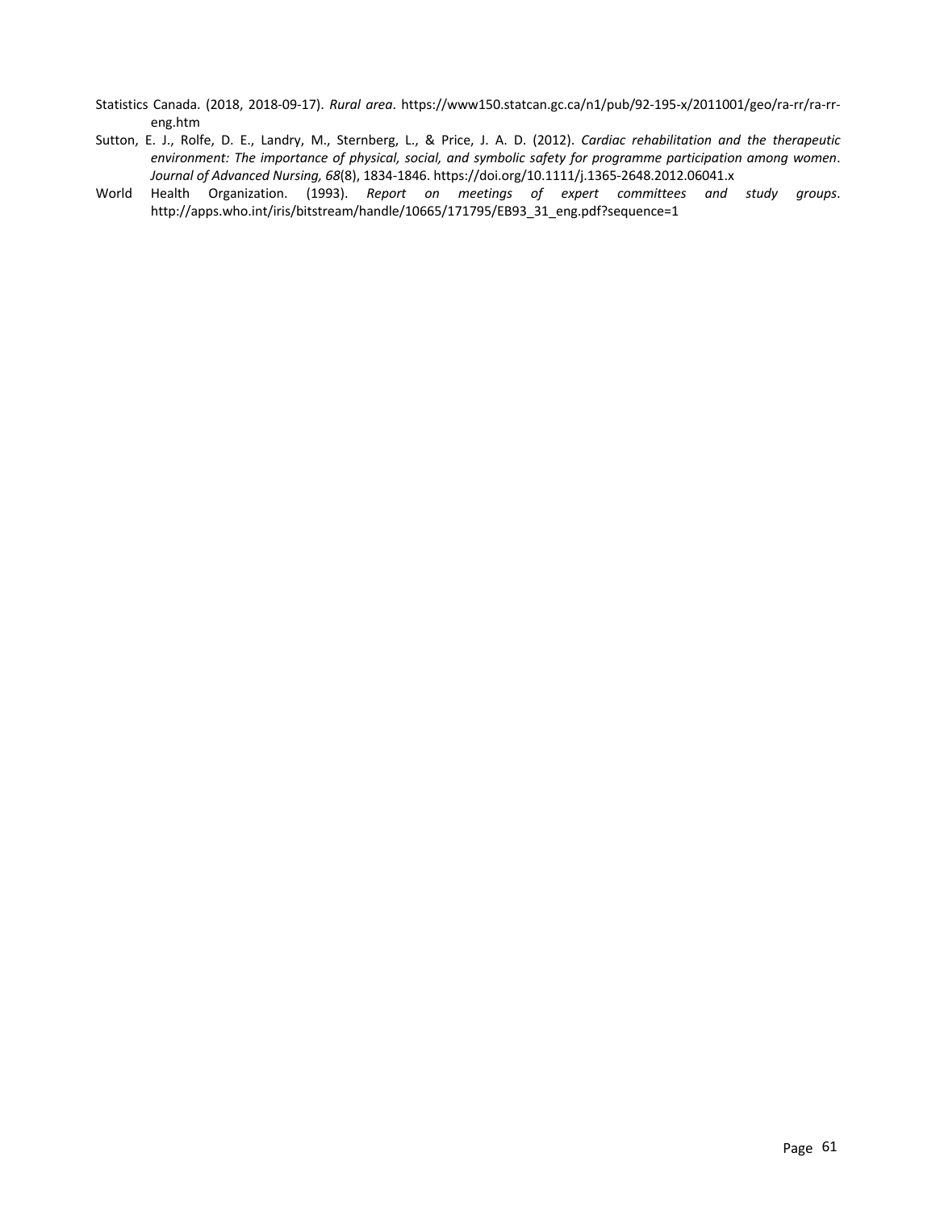Statistics Canada. (2018, 2018-09-17). *Rural area*. https://www150.statcan.gc.ca/n1/pub/92-195-x/2011001/geo/ra-rr/ra-rr-eng.htm

Sutton, E. J., Rolfe, D. E., Landry, M., Sternberg, L., & Price, J. A. D. (2012). *Cardiac rehabilitation and the therapeutic environment: The importance of physical, social, and symbolic safety for programme participation among women*. *Journal of Advanced Nursing, 68*(8), 1834-1846. https://doi.org/10.1111/j.1365-2648.2012.06041.x

World Health Organization. (1993). *Report on meetings of expert committees and study groups*. http://apps.who.int/iris/bitstream/handle/10665/171795/EB93_31_eng.pdf?sequence=1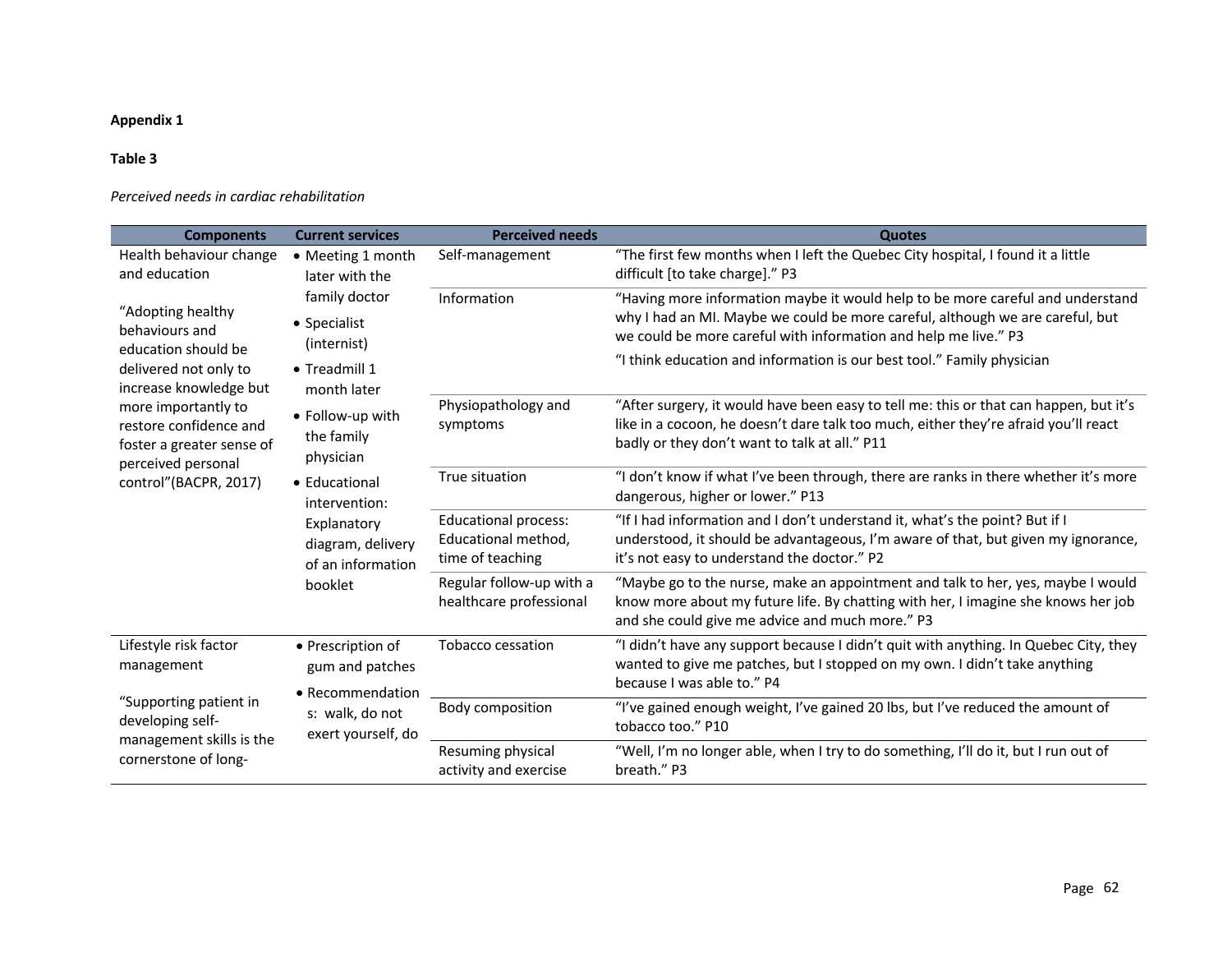**Appendix 1**

**Table 3**

*Perceived needs in cardiac rehabilitation*

| Components | Current services | Perceived needs | Quotes |
|---|---|---|---|
| Health behaviour change and education<br><br>"Adopting healthy behaviours and education should be delivered not only to increase knowledge but more importantly to restore confidence and foster a greater sense of perceived personal control"(BACPR, 2017) | • Meeting 1 month later with the family doctor<br>• Specialist (internist)<br>• Treadmill 1 month later<br>• Follow-up with the family physician<br>• Educational intervention: Explanatory diagram, delivery of an information booklet | Self-management | "The first few months when I left the Quebec City hospital, I found it a little difficult [to take charge]." P3 |
| | | Information | "Having more information maybe it would help to be more careful and understand why I had an MI. Maybe we could be more careful, although we are careful, but we could be more careful with information and help me live." P3<br>"I think education and information is our best tool." Family physician |
| | | Physiopathology and symptoms | "After surgery, it would have been easy to tell me: this or that can happen, but it's like in a cocoon, he doesn't dare talk too much, either they're afraid you'll react badly or they don't want to talk at all." P11 |
| | | True situation | "I don't know if what I've been through, there are ranks in there whether it's more dangerous, higher or lower." P13 |
| | | Educational process: Educational method, time of teaching | "If I had information and I don't understand it, what's the point? But if I understood, it should be advantageous, I'm aware of that, but given my ignorance, it's not easy to understand the doctor." P2 |
| | | Regular follow-up with a healthcare professional | "Maybe go to the nurse, make an appointment and talk to her, yes, maybe I would know more about my future life. By chatting with her, I imagine she knows her job and she could give me advice and much more." P3 |
| Lifestyle risk factor management<br><br>"Supporting patient in developing self-management skills is the cornerstone of long- | • Prescription of gum and patches<br>• Recommendation s: walk, do not exert yourself, do | Tobacco cessation | "I didn't have any support because I didn't quit with anything. In Quebec City, they wanted to give me patches, but I stopped on my own. I didn't take anything because I was able to." P4 |
| | | Body composition | "I've gained enough weight, I've gained 20 lbs, but I've reduced the amount of tobacco too." P10 |
| | | Resuming physical activity and exercise | "Well, I'm no longer able, when I try to do something, I'll do it, but I run out of breath." P3 |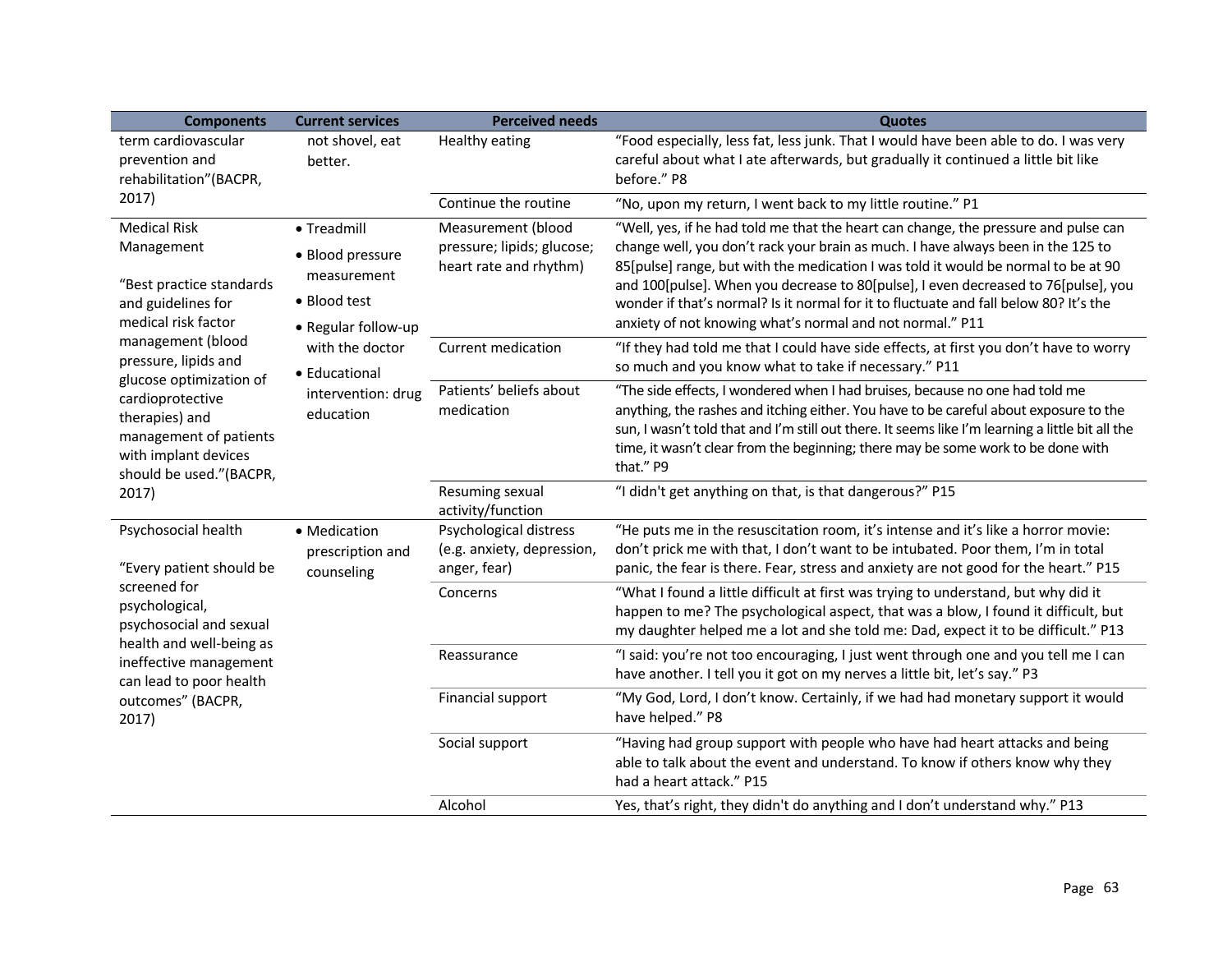| Components | Current services | Perceived needs | Quotes |
|---|---|---|---|
| term cardiovascular prevention and rehabilitation"(BACPR, 2017) | not shovel, eat better. | Healthy eating | "Food especially, less fat, less junk. That I would have been able to do. I was very careful about what I ate afterwards, but gradually it continued a little bit like before." P8 |
| | | Continue the routine | "No, upon my return, I went back to my little routine." P1 |
| Medical Risk Management<br><br>"Best practice standards and guidelines for medical risk factor management (blood pressure, lipids and glucose optimization of cardioprotective therapies) and management of patients with implant devices should be used."(BACPR, 2017) | • Treadmill<br>• Blood pressure measurement<br>• Blood test<br>• Regular follow-up with the doctor<br>• Educational intervention: drug education | Measurement (blood pressure; lipids; glucose; heart rate and rhythm) | "Well, yes, if he had told me that the heart can change, the pressure and pulse can change well, you don't rack your brain as much. I have always been in the 125 to 85[pulse] range, but with the medication I was told it would be normal to be at 90 and 100[pulse]. When you decrease to 80[pulse], I even decreased to 76[pulse], you wonder if that's normal? Is it normal for it to fluctuate and fall below 80? It's the anxiety of not knowing what's normal and not normal." P11 |
| | | Current medication | "If they had told me that I could have side effects, at first you don't have to worry so much and you know what to take if necessary." P11 |
| | | Patients' beliefs about medication | "The side effects, I wondered when I had bruises, because no one had told me anything, the rashes and itching either. You have to be careful about exposure to the sun, I wasn't told that and I'm still out there. It seems like I'm learning a little bit all the time, it wasn't clear from the beginning; there may be some work to be done with that." P9 |
| | | Resuming sexual activity/function | "I didn't get anything on that, is that dangerous?" P15 |
| Psychosocial health<br><br>"Every patient should be screened for psychological, psychosocial and sexual health and well-being as ineffective management can lead to poor health outcomes" (BACPR, 2017) | • Medication prescription and counseling | Psychological distress (e.g. anxiety, depression, anger, fear) | "He puts me in the resuscitation room, it's intense and it's like a horror movie: don't prick me with that, I don't want to be intubated. Poor them, I'm in total panic, the fear is there. Fear, stress and anxiety are not good for the heart." P15 |
| | | Concerns | "What I found a little difficult at first was trying to understand, but why did it happen to me? The psychological aspect, that was a blow, I found it difficult, but my daughter helped me a lot and she told me: Dad, expect it to be difficult." P13 |
| | | Reassurance | "I said: you're not too encouraging, I just went through one and you tell me I can have another. I tell you it got on my nerves a little bit, let's say." P3 |
| | | Financial support | "My God, Lord, I don't know. Certainly, if we had had monetary support it would have helped." P8 |
| | | Social support | "Having had group support with people who have had heart attacks and being able to talk about the event and understand. To know if others know why they had a heart attack." P15 |
| | | Alcohol | Yes, that's right, they didn't do anything and I don't understand why." P13 |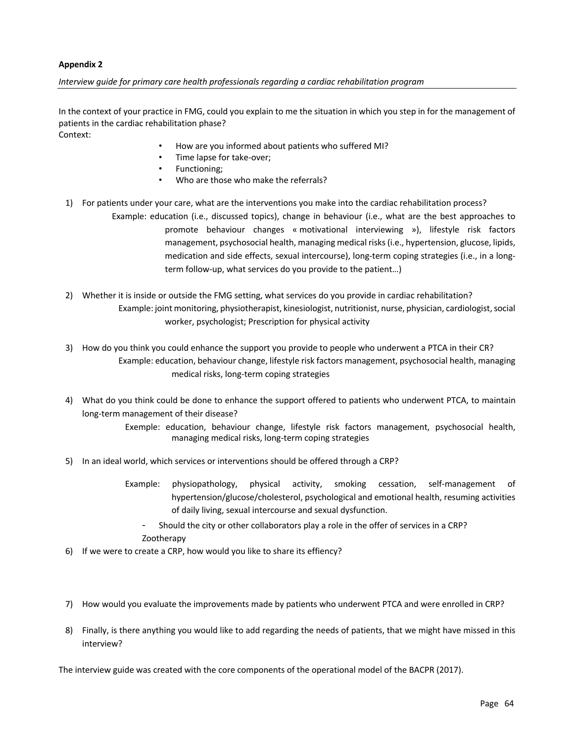**Appendix 2**

*Interview guide for primary care health professionals regarding a cardiac rehabilitation program*

---

In the context of your practice in FMG, could you explain to me the situation in which you step in for the management of patients in the cardiac rehabilitation phase?

Context:

- How are you informed about patients who suffered MI?
- Time lapse for take-over;
- Functioning;
- Who are those who make the referrals?

1) For patients under your care, what are the interventions you make into the cardiac rehabilitation process?

   Example: education (i.e., discussed topics), change in behaviour (i.e., what are the best approaches to promote behaviour changes « motivational interviewing »), lifestyle risk factors management, psychosocial health, managing medical risks (i.e., hypertension, glucose, lipids, medication and side effects, sexual intercourse), long-term coping strategies (i.e., in a long-term follow-up, what services do you provide to the patient…)

2) Whether it is inside or outside the FMG setting, what services do you provide in cardiac rehabilitation?

   Example: joint monitoring, physiotherapist, kinesiologist, nutritionist, nurse, physician, cardiologist, social worker, psychologist; Prescription for physical activity

3) How do you think you could enhance the support you provide to people who underwent a PTCA in their CR?

   Example: education, behaviour change, lifestyle risk factors management, psychosocial health, managing medical risks, long-term coping strategies

4) What do you think could be done to enhance the support offered to patients who underwent PTCA, to maintain long-term management of their disease?

   Exemple: education, behaviour change, lifestyle risk factors management, psychosocial health, managing medical risks, long-term coping strategies

5) In an ideal world, which services or interventions should be offered through a CRP?

   Example: physiopathology, physical activity, smoking cessation, self-management of hypertension/glucose/cholesterol, psychological and emotional health, resuming activities of daily living, sexual intercourse and sexual dysfunction.

   - Should the city or other collaborators play a role in the offer of services in a CRP?

   Zootherapy

6) If we were to create a CRP, how would you like to share its effiency?

7) How would you evaluate the improvements made by patients who underwent PTCA and were enrolled in CRP?

8) Finally, is there anything you would like to add regarding the needs of patients, that we might have missed in this interview?

The interview guide was created with the core components of the operational model of the BACPR (2017).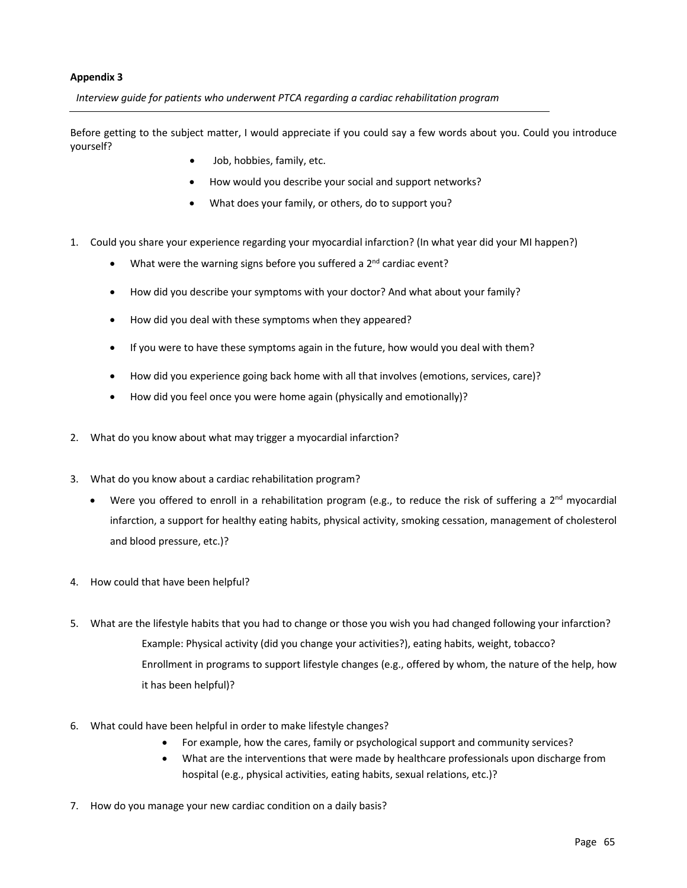**Appendix 3**

*Interview guide for patients who underwent PTCA regarding a cardiac rehabilitation program*

---

Before getting to the subject matter, I would appreciate if you could say a few words about you. Could you introduce yourself?

- Job, hobbies, family, etc.
- How would you describe your social and support networks?
- What does your family, or others, do to support you?

1. Could you share your experience regarding your myocardial infarction? (In what year did your MI happen?)
   - What were the warning signs before you suffered a 2nd cardiac event?
   - How did you describe your symptoms with your doctor? And what about your family?
   - How did you deal with these symptoms when they appeared?
   - If you were to have these symptoms again in the future, how would you deal with them?
   - How did you experience going back home with all that involves (emotions, services, care)?
   - How did you feel once you were home again (physically and emotionally)?

2. What do you know about what may trigger a myocardial infarction?

3. What do you know about a cardiac rehabilitation program?
   - Were you offered to enroll in a rehabilitation program (e.g., to reduce the risk of suffering a 2nd myocardial infarction, a support for healthy eating habits, physical activity, smoking cessation, management of cholesterol and blood pressure, etc.)?

4. How could that have been helpful?

5. What are the lifestyle habits that you had to change or those you wish you had changed following your infarction?

   Example: Physical activity (did you change your activities?), eating habits, weight, tobacco?

   Enrollment in programs to support lifestyle changes (e.g., offered by whom, the nature of the help, how it has been helpful)?

6. What could have been helpful in order to make lifestyle changes?
   - For example, how the cares, family or psychological support and community services?
   - What are the interventions that were made by healthcare professionals upon discharge from hospital (e.g., physical activities, eating habits, sexual relations, etc.)?

7. How do you manage your new cardiac condition on a daily basis?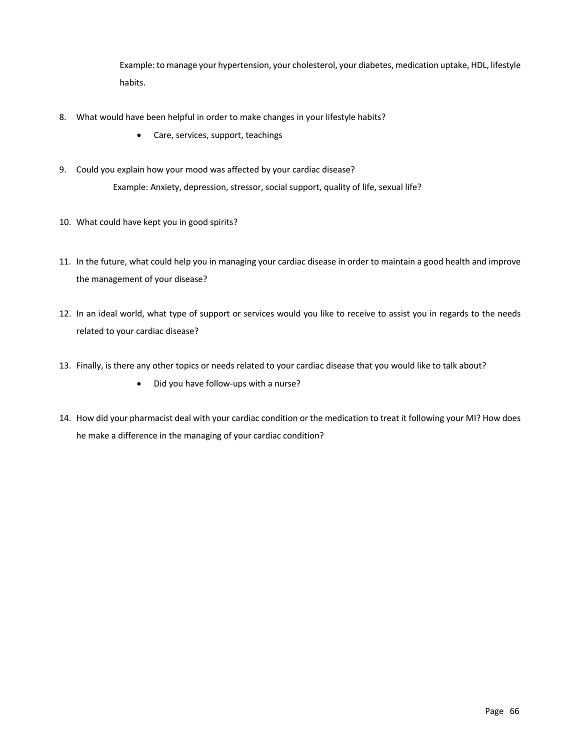Example: to manage your hypertension, your cholesterol, your diabetes, medication uptake, HDL, lifestyle habits.

8. What would have been helpful in order to make changes in your lifestyle habits?
   - Care, services, support, teachings

9. Could you explain how your mood was affected by your cardiac disease?

   Example: Anxiety, depression, stressor, social support, quality of life, sexual life?

10. What could have kept you in good spirits?

11. In the future, what could help you in managing your cardiac disease in order to maintain a good health and improve the management of your disease?

12. In an ideal world, what type of support or services would you like to receive to assist you in regards to the needs related to your cardiac disease?

13. Finally, is there any other topics or needs related to your cardiac disease that you would like to talk about?
    - Did you have follow-ups with a nurse?

14. How did your pharmacist deal with your cardiac condition or the medication to treat it following your MI? How does he make a difference in the managing of your cardiac condition?